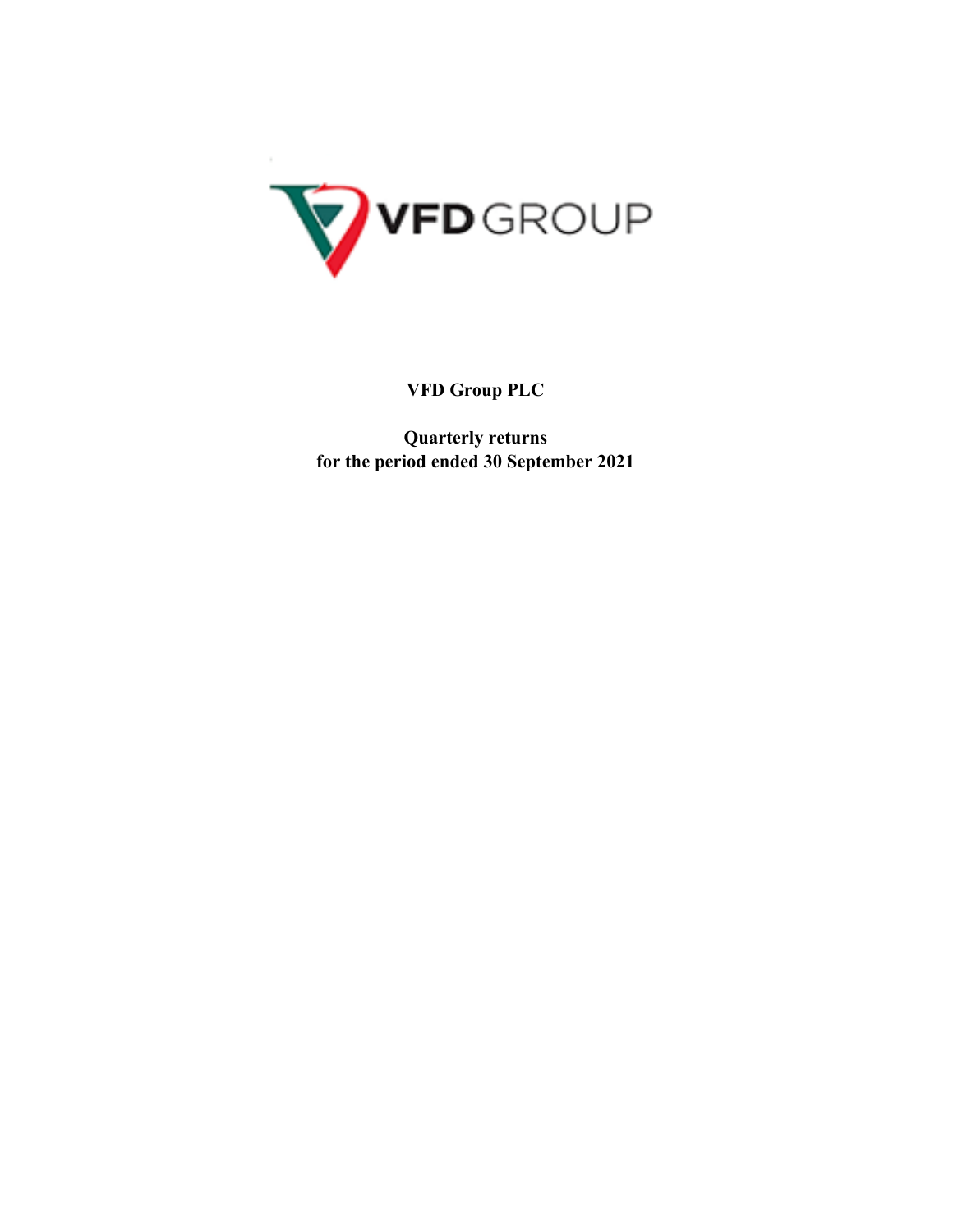**VFD Group PLC**

**Quarterly returns**
**for the period ended 30 September 2021**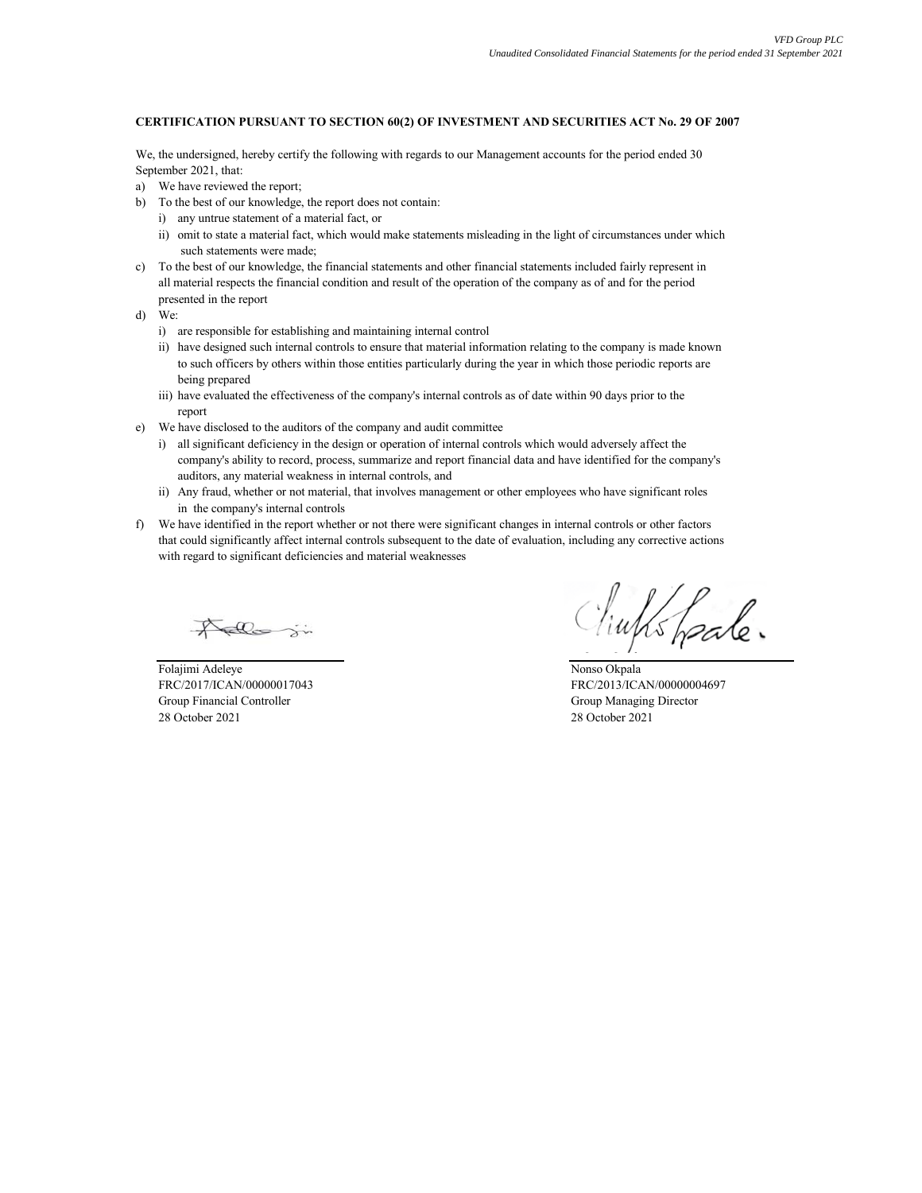**CERTIFICATION PURSUANT TO SECTION 60(2) OF INVESTMENT AND SECURITIES ACT No. 29 OF 2007**

We, the undersigned, hereby certify the following with regards to our Management accounts for the period ended 30 September 2021, that:

a) We have reviewed the report;

b) To the best of our knowledge, the report does not contain:
   i) any untrue statement of a material fact, or
   ii) omit to state a material fact, which would make statements misleading in the light of circumstances under which such statements were made;

c) To the best of our knowledge, the financial statements and other financial statements included fairly represent in all material respects the financial condition and result of the operation of the company as of and for the period presented in the report

d) We:
   i) are responsible for establishing and maintaining internal control
   ii) have designed such internal controls to ensure that material information relating to the company is made known to such officers by others within those entities particularly during the year in which those periodic reports are being prepared
   iii) have evaluated the effectiveness of the company's internal controls as of date within 90 days prior to the report

e) We have disclosed to the auditors of the company and audit committee
   i) all significant deficiency in the design or operation of internal controls which would adversely affect the company's ability to record, process, summarize and report financial data and have identified for the company's auditors, any material weakness in internal controls, and
   ii) Any fraud, whether or not material, that involves management or other employees who have significant roles in the company's internal controls

f) We have identified in the report whether or not there were significant changes in internal controls or other factors that could significantly affect internal controls subsequent to the date of evaluation, including any corrective actions with regard to significant deficiencies and material weaknesses

Folajimi Adeleye
FRC/2017/ICAN/00000017043
Group Financial Controller
28 October 2021

Nonso Okpala
FRC/2013/ICAN/00000004697
Group Managing Director
28 October 2021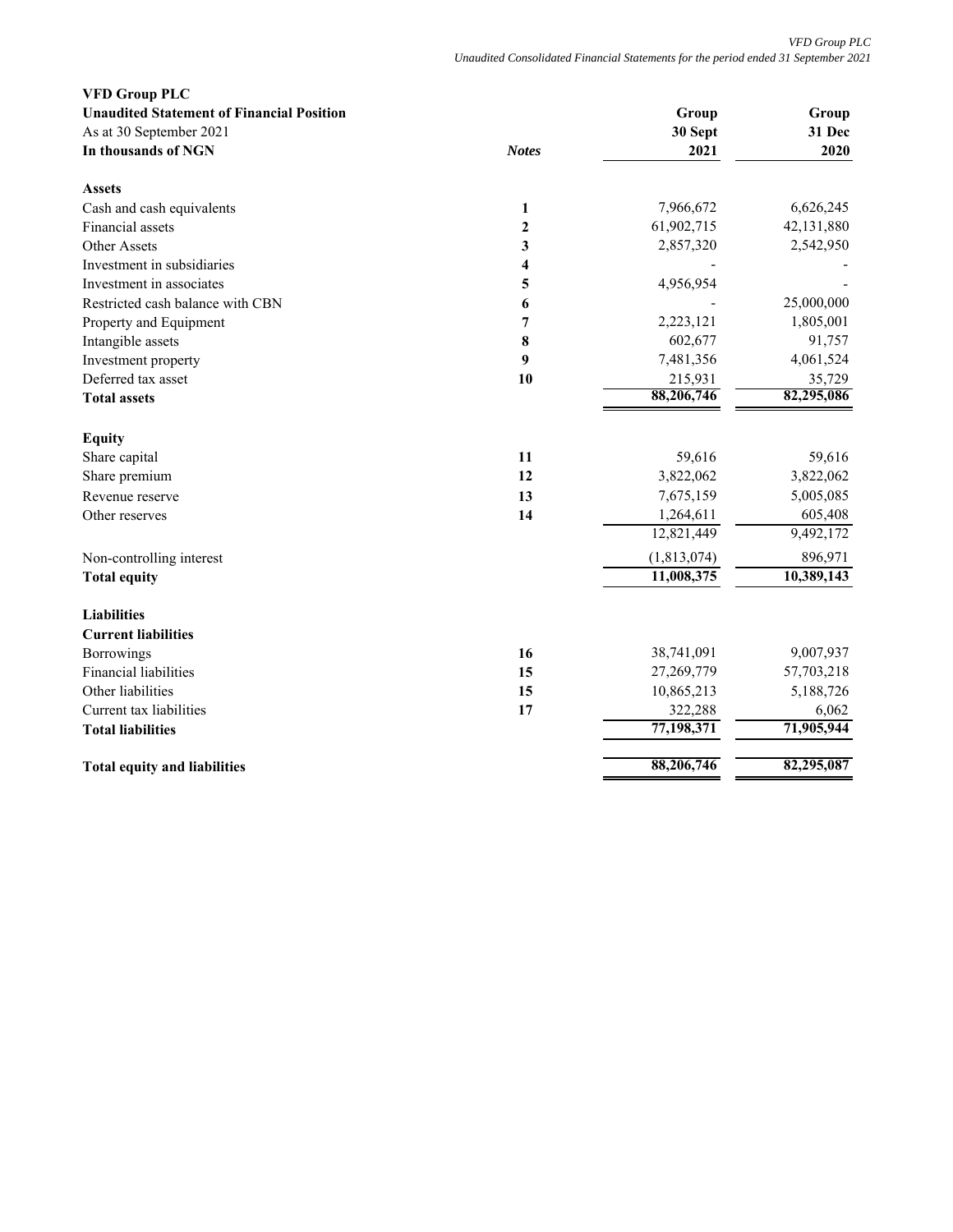**VFD Group PLC**
**Unaudited Statement of Financial Position**
As at 30 September 2021

| In thousands of NGN | Notes | Group 30 Sept 2021 | Group 31 Dec 2020 |
|---|---|---|---|
| **Assets** | | | |
| Cash and cash equivalents | 1 | 7,966,672 | 6,626,245 |
| Financial assets | 2 | 61,902,715 | 42,131,880 |
| Other Assets | 3 | 2,857,320 | 2,542,950 |
| Investment in subsidiaries | 4 | - | - |
| Investment in associates | 5 | 4,956,954 | - |
| Restricted cash balance with CBN | 6 | - | 25,000,000 |
| Property and Equipment | 7 | 2,223,121 | 1,805,001 |
| Intangible assets | 8 | 602,677 | 91,757 |
| Investment property | 9 | 7,481,356 | 4,061,524 |
| Deferred tax asset | 10 | 215,931 | 35,729 |
| **Total assets** | | **88,206,746** | **82,295,086** |
| **Equity** | | | |
| Share capital | 11 | 59,616 | 59,616 |
| Share premium | 12 | 3,822,062 | 3,822,062 |
| Revenue reserve | 13 | 7,675,159 | 5,005,085 |
| Other reserves | 14 | 1,264,611 | 605,408 |
| | | 12,821,449 | 9,492,172 |
| Non-controlling interest | | (1,813,074) | 896,971 |
| **Total equity** | | **11,008,375** | **10,389,143** |
| **Liabilities** | | | |
| **Current liabilities** | | | |
| Borrowings | 16 | 38,741,091 | 9,007,937 |
| Financial liabilities | 15 | 27,269,779 | 57,703,218 |
| Other liabilities | 15 | 10,865,213 | 5,188,726 |
| Current tax liabilities | 17 | 322,288 | 6,062 |
| **Total liabilities** | | **77,198,371** | **71,905,944** |
| **Total equity and liabilities** | | **88,206,746** | **82,295,087** |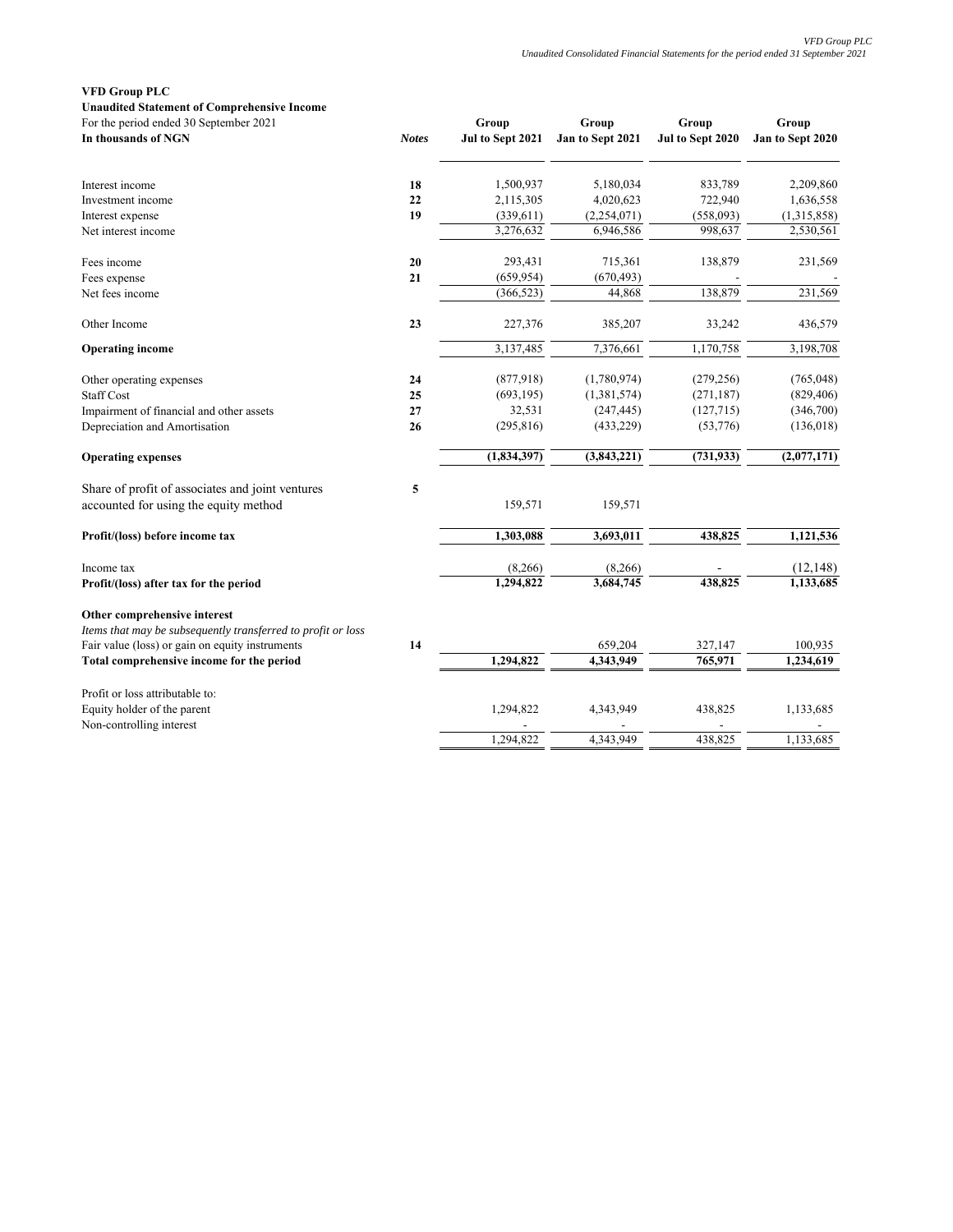**VFD Group PLC**

**Unaudited Statement of Comprehensive Income**

For the period ended 30 September 2021

| In thousands of NGN | Notes | Group Jul to Sept 2021 | Group Jan to Sept 2021 | Group Jul to Sept 2020 | Group Jan to Sept 2020 |
|---|---|---|---|---|---|
| Interest income | 18 | 1,500,937 | 5,180,034 | 833,789 | 2,209,860 |
| Investment income | 22 | 2,115,305 | 4,020,623 | 722,940 | 1,636,558 |
| Interest expense | 19 | (339,611) | (2,254,071) | (558,093) | (1,315,858) |
| Net interest income | | 3,276,632 | 6,946,586 | 998,637 | 2,530,561 |
| Fees income | 20 | 293,431 | 715,361 | 138,879 | 231,569 |
| Fees expense | 21 | (659,954) | (670,493) | - | - |
| Net fees income | | (366,523) | 44,868 | 138,879 | 231,569 |
| Other Income | 23 | 227,376 | 385,207 | 33,242 | 436,579 |
| **Operating income** | | 3,137,485 | 7,376,661 | 1,170,758 | 3,198,708 |
| Other operating expenses | 24 | (877,918) | (1,780,974) | (279,256) | (765,048) |
| Staff Cost | 25 | (693,195) | (1,381,574) | (271,187) | (829,406) |
| Impairment of financial and other assets | 27 | 32,531 | (247,445) | (127,715) | (346,700) |
| Depreciation and Amortisation | 26 | (295,816) | (433,229) | (53,776) | (136,018) |
| **Operating expenses** | | **(1,834,397)** | **(3,843,221)** | **(731,933)** | **(2,077,171)** |
| Share of profit of associates and joint ventures accounted for using the equity method | 5 | 159,571 | 159,571 | | |
| **Profit/(loss) before income tax** | | **1,303,088** | **3,693,011** | **438,825** | **1,121,536** |
| Income tax | | (8,266) | (8,266) | - | (12,148) |
| **Profit/(loss) after tax for the period** | | **1,294,822** | **3,684,745** | **438,825** | **1,133,685** |
| **Other comprehensive interest** | | | | | |
| *Items that may be subsequently transferred to profit or loss* | | | | | |
| Fair value (loss) or gain on equity instruments | 14 | | 659,204 | 327,147 | 100,935 |
| **Total comprehensive income for the period** | | **1,294,822** | **4,343,949** | **765,971** | **1,234,619** |
| Profit or loss attributable to: | | | | | |
| Equity holder of the parent | | 1,294,822 | 4,343,949 | 438,825 | 1,133,685 |
| Non-controlling interest | | - | - | - | - |
| | | 1,294,822 | 4,343,949 | 438,825 | 1,133,685 |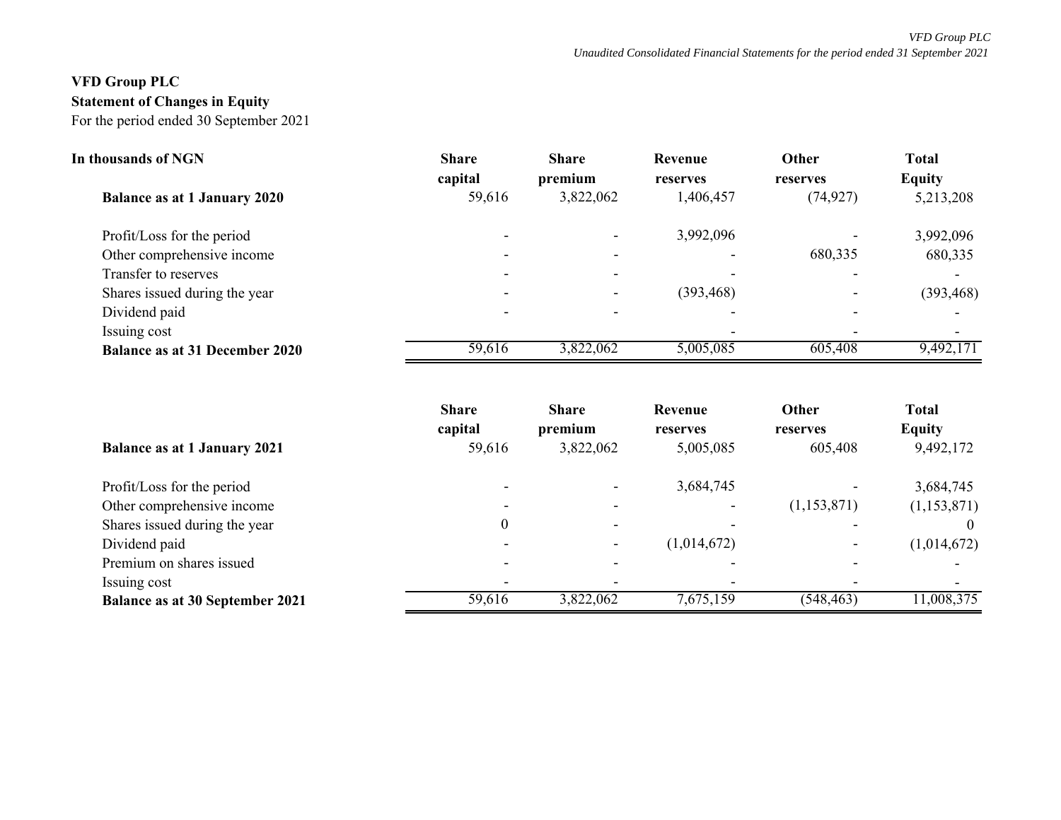# VFD Group PLC

## Statement of Changes in Equity

For the period ended 30 September 2021

| In thousands of NGN | Share capital | Share premium | Revenue reserves | Other reserves | Total Equity |
|---|---|---|---|---|---|
| **Balance as at 1 January 2020** | 59,616 | 3,822,062 | 1,406,457 | (74,927) | 5,213,208 |
| Profit/Loss for the period | - | - | 3,992,096 | - | 3,992,096 |
| Other comprehensive income | - | - | - | 680,335 | 680,335 |
| Transfer to reserves | - | - | - | - | - |
| Shares issued during the year | - | - | (393,468) | - | (393,468) |
| Dividend paid | - | - | - | - | - |
| Issuing cost | | | - | - | - |
| **Balance as at 31 December 2020** | 59,616 | 3,822,062 | 5,005,085 | 605,408 | 9,492,171 |

| | Share capital | Share premium | Revenue reserves | Other reserves | Total Equity |
|---|---|---|---|---|---|
| **Balance as at 1 January 2021** | 59,616 | 3,822,062 | 5,005,085 | 605,408 | 9,492,172 |
| Profit/Loss for the period | - | - | 3,684,745 | - | 3,684,745 |
| Other comprehensive income | - | - | - | (1,153,871) | (1,153,871) |
| Shares issued during the year | 0 | - | - | - | 0 |
| Dividend paid | - | - | (1,014,672) | - | (1,014,672) |
| Premium on shares issued | - | - | - | - | - |
| Issuing cost | - | - | - | - | - |
| **Balance as at 30 September 2021** | 59,616 | 3,822,062 | 7,675,159 | (548,463) | 11,008,375 |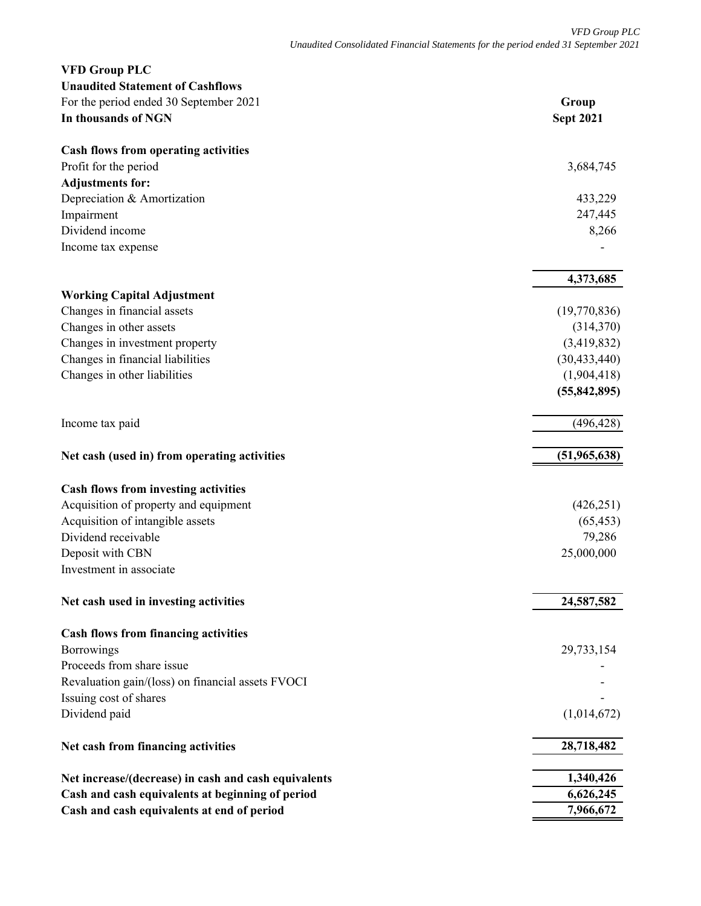**VFD Group PLC**

**Unaudited Statement of Cashflows**

For the period ended 30 September 2021

| **In thousands of NGN** | **Group Sept 2021** |
|---|---|
| **Cash flows from operating activities** | |
| Profit for the period | 3,684,745 |
| **Adjustments for:** | |
| Depreciation & Amortization | 433,229 |
| Impairment | 247,445 |
| Dividend income | 8,266 |
| Income tax expense | - |
| | **4,373,685** |
| **Working Capital Adjustment** | |
| Changes in financial assets | (19,770,836) |
| Changes in other assets | (314,370) |
| Changes in investment property | (3,419,832) |
| Changes in financial liabilities | (30,433,440) |
| Changes in other liabilities | (1,904,418) |
| | **(55,842,895)** |
| Income tax paid | (496,428) |
| **Net cash (used in) from operating activities** | **(51,965,638)** |
| **Cash flows from investing activities** | |
| Acquisition of property and equipment | (426,251) |
| Acquisition of intangible assets | (65,453) |
| Dividend receivable | 79,286 |
| Deposit with CBN | 25,000,000 |
| Investment in associate | |
| **Net cash used in investing activities** | **24,587,582** |
| **Cash flows from financing activities** | |
| Borrowings | 29,733,154 |
| Proceeds from share issue | - |
| Revaluation gain/(loss) on financial assets FVOCI | - |
| Issuing cost of shares | - |
| Dividend paid | (1,014,672) |
| **Net cash from financing activities** | **28,718,482** |
| **Net increase/(decrease) in cash and cash equivalents** | **1,340,426** |
| **Cash and cash equivalents at beginning of period** | **6,626,245** |
| **Cash and cash equivalents at end of period** | **7,966,672** |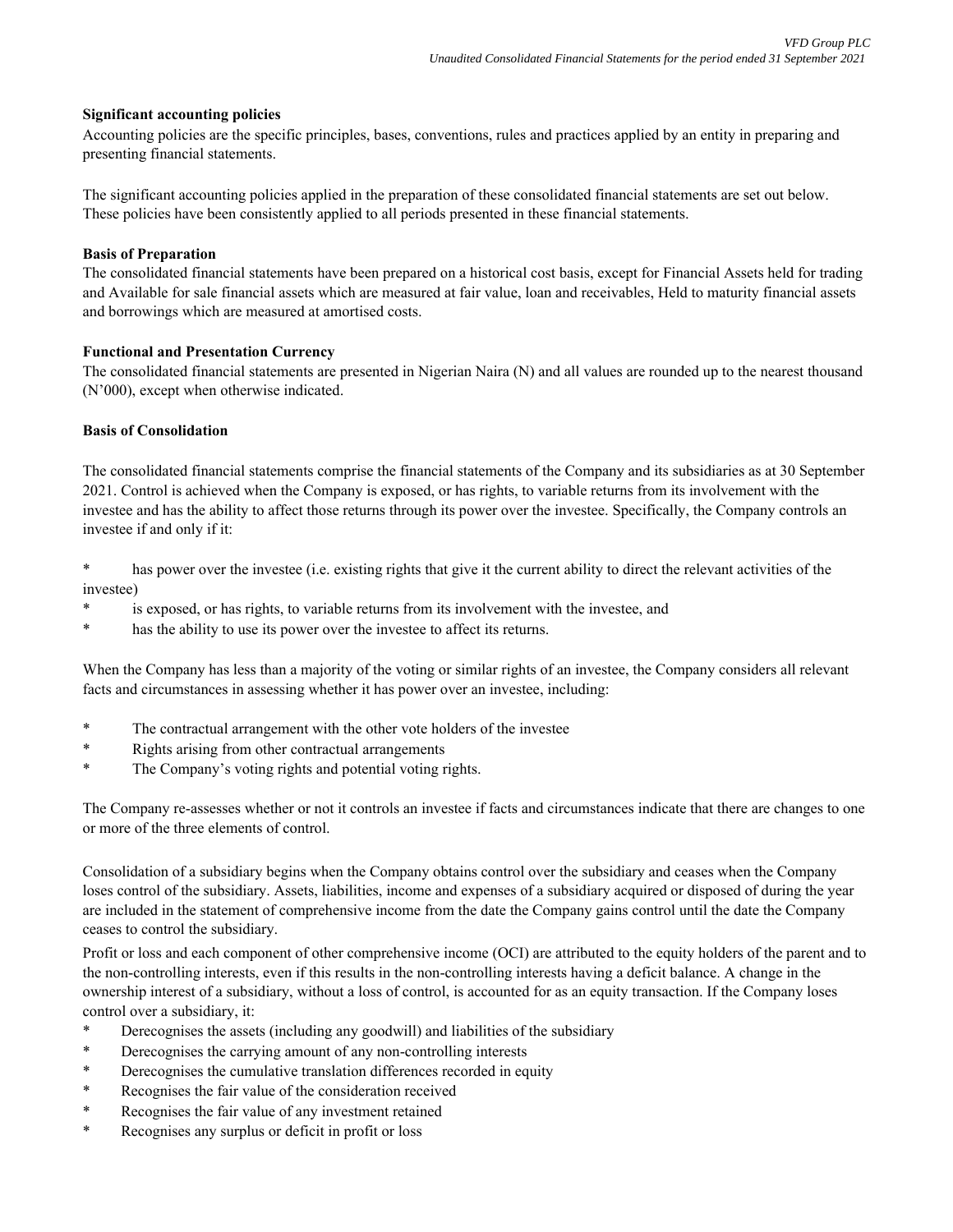**Significant accounting policies**

Accounting policies are the specific principles, bases, conventions, rules and practices applied by an entity in preparing and presenting financial statements.

The significant accounting policies applied in the preparation of these consolidated financial statements are set out below. These policies have been consistently applied to all periods presented in these financial statements.

**Basis of Preparation**

The consolidated financial statements have been prepared on a historical cost basis, except for Financial Assets held for trading and Available for sale financial assets which are measured at fair value, loan and receivables, Held to maturity financial assets and borrowings which are measured at amortised costs.

**Functional and Presentation Currency**

The consolidated financial statements are presented in Nigerian Naira (N) and all values are rounded up to the nearest thousand (N'000), except when otherwise indicated.

**Basis of Consolidation**

The consolidated financial statements comprise the financial statements of the Company and its subsidiaries as at 30 September 2021. Control is achieved when the Company is exposed, or has rights, to variable returns from its involvement with the investee and has the ability to affect those returns through its power over the investee. Specifically, the Company controls an investee if and only if it:

* has power over the investee (i.e. existing rights that give it the current ability to direct the relevant activities of the investee)
* is exposed, or has rights, to variable returns from its involvement with the investee, and
* has the ability to use its power over the investee to affect its returns.

When the Company has less than a majority of the voting or similar rights of an investee, the Company considers all relevant facts and circumstances in assessing whether it has power over an investee, including:

* The contractual arrangement with the other vote holders of the investee
* Rights arising from other contractual arrangements
* The Company's voting rights and potential voting rights.

The Company re-assesses whether or not it controls an investee if facts and circumstances indicate that there are changes to one or more of the three elements of control.

Consolidation of a subsidiary begins when the Company obtains control over the subsidiary and ceases when the Company loses control of the subsidiary. Assets, liabilities, income and expenses of a subsidiary acquired or disposed of during the year are included in the statement of comprehensive income from the date the Company gains control until the date the Company ceases to control the subsidiary.

Profit or loss and each component of other comprehensive income (OCI) are attributed to the equity holders of the parent and to the non-controlling interests, even if this results in the non-controlling interests having a deficit balance. A change in the ownership interest of a subsidiary, without a loss of control, is accounted for as an equity transaction. If the Company loses control over a subsidiary, it:

* Derecognises the assets (including any goodwill) and liabilities of the subsidiary
* Derecognises the carrying amount of any non-controlling interests
* Derecognises the cumulative translation differences recorded in equity
* Recognises the fair value of the consideration received
* Recognises the fair value of any investment retained
* Recognises any surplus or deficit in profit or loss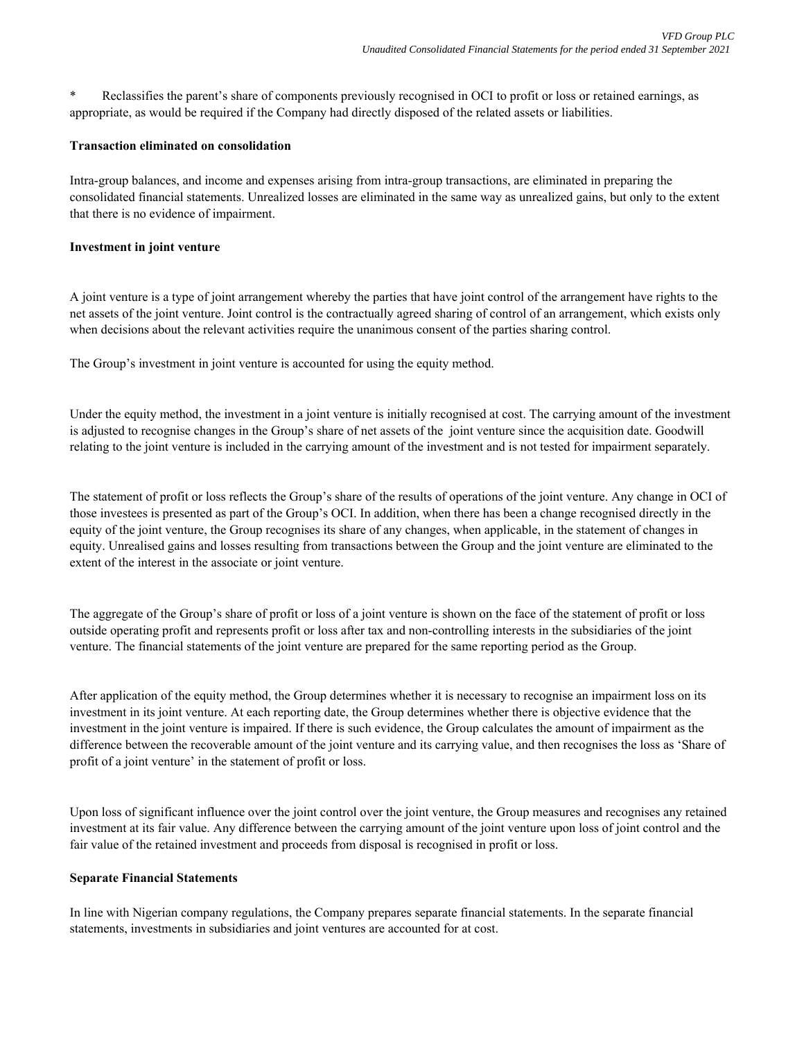*	Reclassifies the parent's share of components previously recognised in OCI to profit or loss or retained earnings, as appropriate, as would be required if the Company had directly disposed of the related assets or liabilities.

**Transaction eliminated on consolidation**

Intra-group balances, and income and expenses arising from intra-group transactions, are eliminated in preparing the consolidated financial statements. Unrealized losses are eliminated in the same way as unrealized gains, but only to the extent that there is no evidence of impairment.

**Investment in joint venture**

A joint venture is a type of joint arrangement whereby the parties that have joint control of the arrangement have rights to the net assets of the joint venture. Joint control is the contractually agreed sharing of control of an arrangement, which exists only when decisions about the relevant activities require the unanimous consent of the parties sharing control.

The Group's investment in joint venture is accounted for using the equity method.

Under the equity method, the investment in a joint venture is initially recognised at cost. The carrying amount of the investment is adjusted to recognise changes in the Group's share of net assets of the joint venture since the acquisition date. Goodwill relating to the joint venture is included in the carrying amount of the investment and is not tested for impairment separately.

The statement of profit or loss reflects the Group's share of the results of operations of the joint venture. Any change in OCI of those investees is presented as part of the Group's OCI. In addition, when there has been a change recognised directly in the equity of the joint venture, the Group recognises its share of any changes, when applicable, in the statement of changes in equity. Unrealised gains and losses resulting from transactions between the Group and the joint venture are eliminated to the extent of the interest in the associate or joint venture.

The aggregate of the Group's share of profit or loss of a joint venture is shown on the face of the statement of profit or loss outside operating profit and represents profit or loss after tax and non-controlling interests in the subsidiaries of the joint venture. The financial statements of the joint venture are prepared for the same reporting period as the Group.

After application of the equity method, the Group determines whether it is necessary to recognise an impairment loss on its investment in its joint venture. At each reporting date, the Group determines whether there is objective evidence that the investment in the joint venture is impaired. If there is such evidence, the Group calculates the amount of impairment as the difference between the recoverable amount of the joint venture and its carrying value, and then recognises the loss as 'Share of profit of a joint venture' in the statement of profit or loss.

Upon loss of significant influence over the joint control over the joint venture, the Group measures and recognises any retained investment at its fair value. Any difference between the carrying amount of the joint venture upon loss of joint control and the fair value of the retained investment and proceeds from disposal is recognised in profit or loss.

**Separate Financial Statements**

In line with Nigerian company regulations, the Company prepares separate financial statements. In the separate financial statements, investments in subsidiaries and joint ventures are accounted for at cost.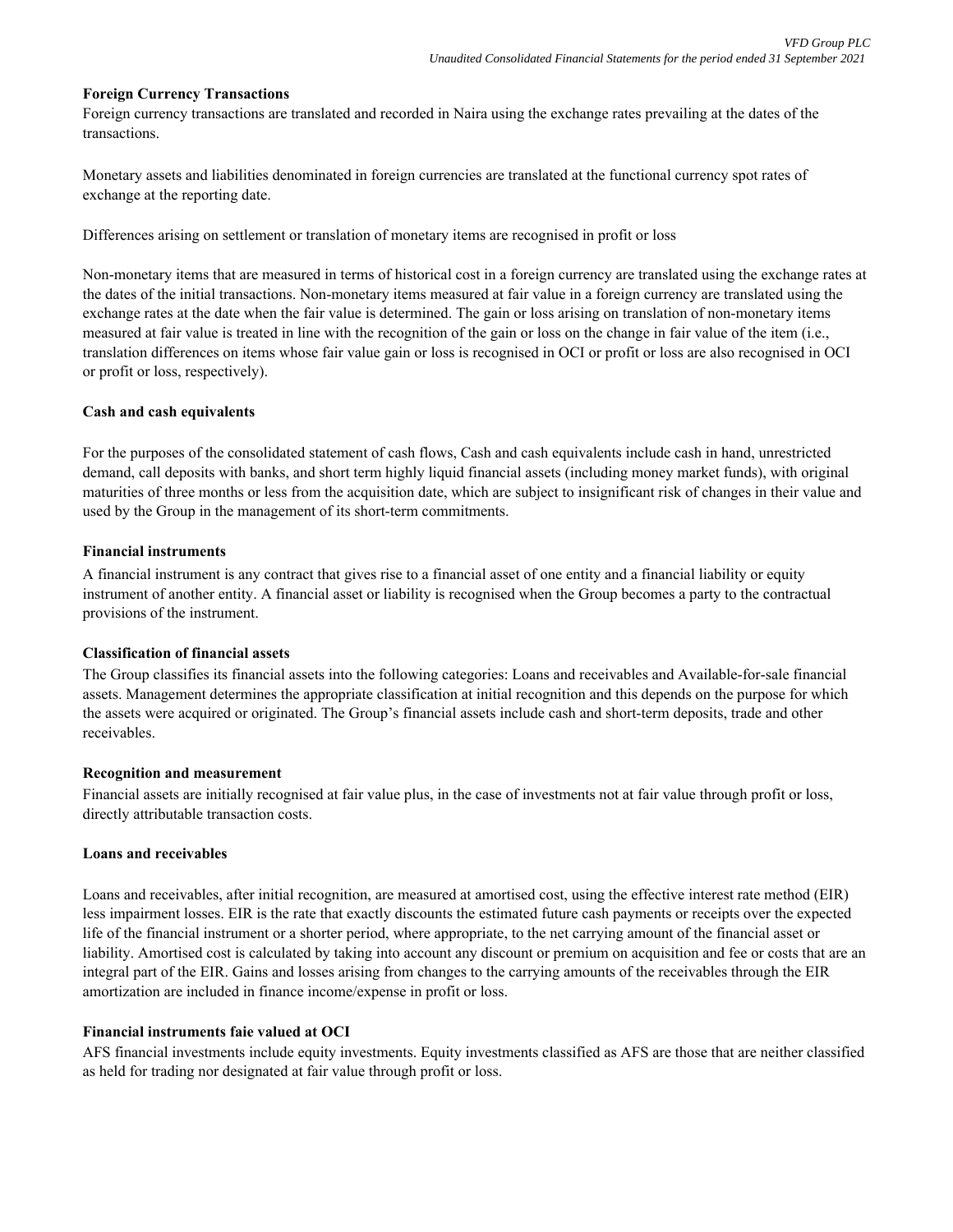**Foreign Currency Transactions**

Foreign currency transactions are translated and recorded in Naira using the exchange rates prevailing at the dates of the transactions.

Monetary assets and liabilities denominated in foreign currencies are translated at the functional currency spot rates of exchange at the reporting date.

Differences arising on settlement or translation of monetary items are recognised in profit or loss

Non-monetary items that are measured in terms of historical cost in a foreign currency are translated using the exchange rates at the dates of the initial transactions. Non-monetary items measured at fair value in a foreign currency are translated using the exchange rates at the date when the fair value is determined. The gain or loss arising on translation of non-monetary items measured at fair value is treated in line with the recognition of the gain or loss on the change in fair value of the item (i.e., translation differences on items whose fair value gain or loss is recognised in OCI or profit or loss are also recognised in OCI or profit or loss, respectively).

**Cash and cash equivalents**

For the purposes of the consolidated statement of cash flows, Cash and cash equivalents include cash in hand, unrestricted demand, call deposits with banks, and short term highly liquid financial assets (including money market funds), with original maturities of three months or less from the acquisition date, which are subject to insignificant risk of changes in their value and used by the Group in the management of its short-term commitments.

**Financial instruments**

A financial instrument is any contract that gives rise to a financial asset of one entity and a financial liability or equity instrument of another entity. A financial asset or liability is recognised when the Group becomes a party to the contractual provisions of the instrument.

**Classification of financial assets**

The Group classifies its financial assets into the following categories: Loans and receivables and Available-for-sale financial assets. Management determines the appropriate classification at initial recognition and this depends on the purpose for which the assets were acquired or originated. The Group's financial assets include cash and short-term deposits, trade and other receivables.

**Recognition and measurement**

Financial assets are initially recognised at fair value plus, in the case of investments not at fair value through profit or loss, directly attributable transaction costs.

**Loans and receivables**

Loans and receivables, after initial recognition, are measured at amortised cost, using the effective interest rate method (EIR) less impairment losses. EIR is the rate that exactly discounts the estimated future cash payments or receipts over the expected life of the financial instrument or a shorter period, where appropriate, to the net carrying amount of the financial asset or liability. Amortised cost is calculated by taking into account any discount or premium on acquisition and fee or costs that are an integral part of the EIR. Gains and losses arising from changes to the carrying amounts of the receivables through the EIR amortization are included in finance income/expense in profit or loss.

**Financial instruments faie valued at OCI**

AFS financial investments include equity investments. Equity investments classified as AFS are those that are neither classified as held for trading nor designated at fair value through profit or loss.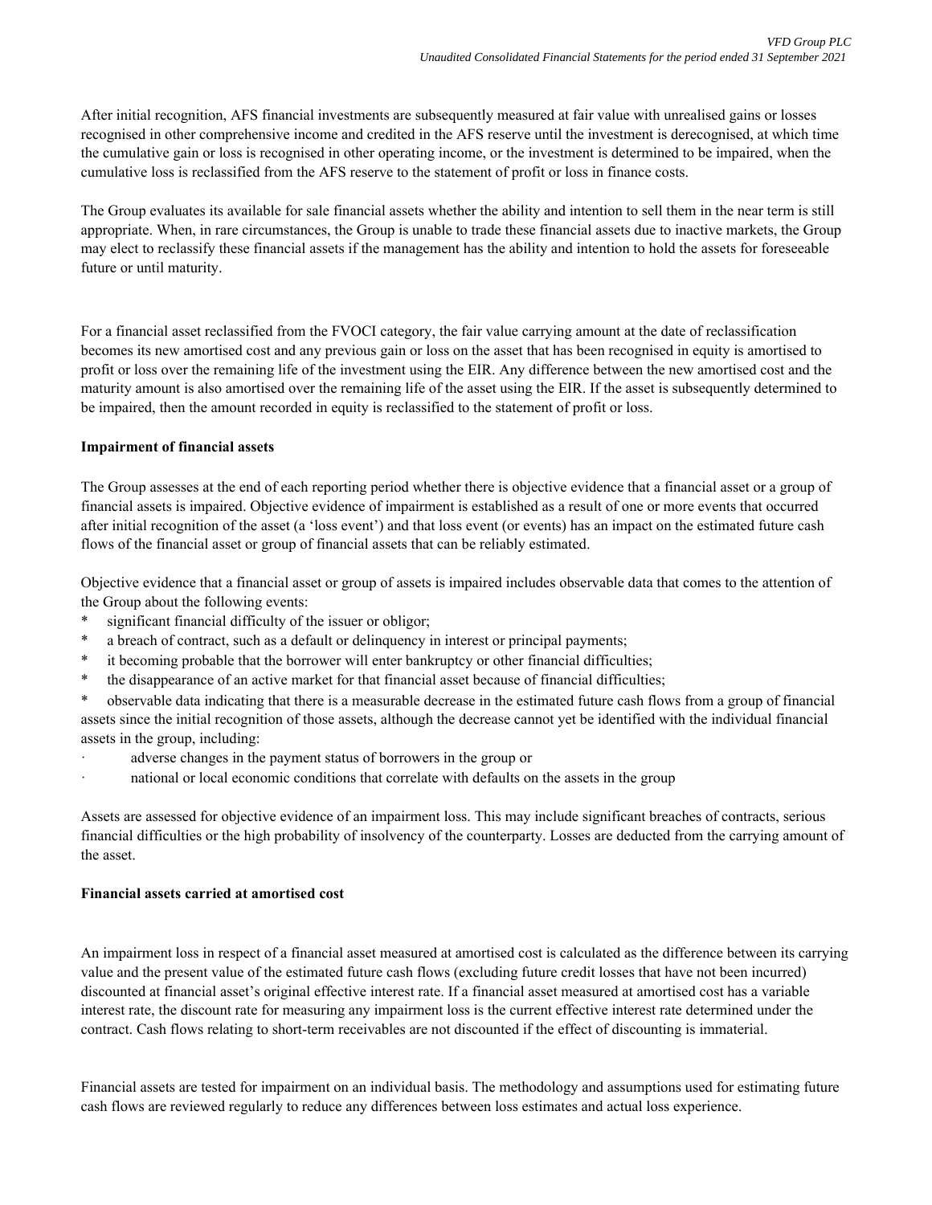After initial recognition, AFS financial investments are subsequently measured at fair value with unrealised gains or losses recognised in other comprehensive income and credited in the AFS reserve until the investment is derecognised, at which time the cumulative gain or loss is recognised in other operating income, or the investment is determined to be impaired, when the cumulative loss is reclassified from the AFS reserve to the statement of profit or loss in finance costs.

The Group evaluates its available for sale financial assets whether the ability and intention to sell them in the near term is still appropriate. When, in rare circumstances, the Group is unable to trade these financial assets due to inactive markets, the Group may elect to reclassify these financial assets if the management has the ability and intention to hold the assets for foreseeable future or until maturity.

For a financial asset reclassified from the FVOCI category, the fair value carrying amount at the date of reclassification becomes its new amortised cost and any previous gain or loss on the asset that has been recognised in equity is amortised to profit or loss over the remaining life of the investment using the EIR. Any difference between the new amortised cost and the maturity amount is also amortised over the remaining life of the asset using the EIR. If the asset is subsequently determined to be impaired, then the amount recorded in equity is reclassified to the statement of profit or loss.

**Impairment of financial assets**

The Group assesses at the end of each reporting period whether there is objective evidence that a financial asset or a group of financial assets is impaired. Objective evidence of impairment is established as a result of one or more events that occurred after initial recognition of the asset (a 'loss event') and that loss event (or events) has an impact on the estimated future cash flows of the financial asset or group of financial assets that can be reliably estimated.

Objective evidence that a financial asset or group of assets is impaired includes observable data that comes to the attention of the Group about the following events:

* significant financial difficulty of the issuer or obligor;
* a breach of contract, such as a default or delinquency in interest or principal payments;
* it becoming probable that the borrower will enter bankruptcy or other financial difficulties;
* the disappearance of an active market for that financial asset because of financial difficulties;
* observable data indicating that there is a measurable decrease in the estimated future cash flows from a group of financial assets since the initial recognition of those assets, although the decrease cannot yet be identified with the individual financial assets in the group, including:
    - adverse changes in the payment status of borrowers in the group or
    - national or local economic conditions that correlate with defaults on the assets in the group

Assets are assessed for objective evidence of an impairment loss. This may include significant breaches of contracts, serious financial difficulties or the high probability of insolvency of the counterparty. Losses are deducted from the carrying amount of the asset.

**Financial assets carried at amortised cost**

An impairment loss in respect of a financial asset measured at amortised cost is calculated as the difference between its carrying value and the present value of the estimated future cash flows (excluding future credit losses that have not been incurred) discounted at financial asset's original effective interest rate. If a financial asset measured at amortised cost has a variable interest rate, the discount rate for measuring any impairment loss is the current effective interest rate determined under the contract. Cash flows relating to short-term receivables are not discounted if the effect of discounting is immaterial.

Financial assets are tested for impairment on an individual basis. The methodology and assumptions used for estimating future cash flows are reviewed regularly to reduce any differences between loss estimates and actual loss experience.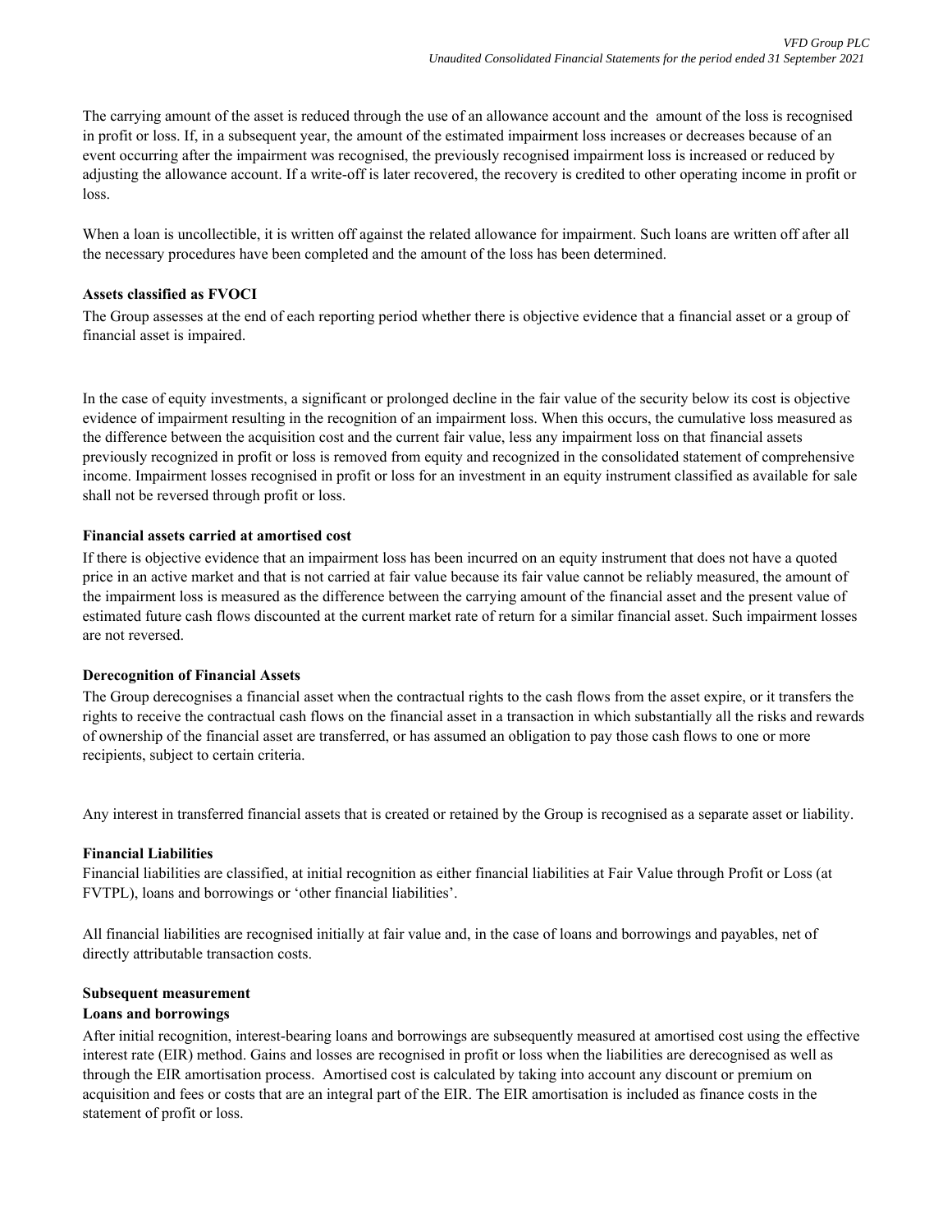The carrying amount of the asset is reduced through the use of an allowance account and the amount of the loss is recognised in profit or loss. If, in a subsequent year, the amount of the estimated impairment loss increases or decreases because of an event occurring after the impairment was recognised, the previously recognised impairment loss is increased or reduced by adjusting the allowance account. If a write-off is later recovered, the recovery is credited to other operating income in profit or loss.

When a loan is uncollectible, it is written off against the related allowance for impairment. Such loans are written off after all the necessary procedures have been completed and the amount of the loss has been determined.

**Assets classified as FVOCI**

The Group assesses at the end of each reporting period whether there is objective evidence that a financial asset or a group of financial asset is impaired.

In the case of equity investments, a significant or prolonged decline in the fair value of the security below its cost is objective evidence of impairment resulting in the recognition of an impairment loss. When this occurs, the cumulative loss measured as the difference between the acquisition cost and the current fair value, less any impairment loss on that financial assets previously recognized in profit or loss is removed from equity and recognized in the consolidated statement of comprehensive income. Impairment losses recognised in profit or loss for an investment in an equity instrument classified as available for sale shall not be reversed through profit or loss.

**Financial assets carried at amortised cost**

If there is objective evidence that an impairment loss has been incurred on an equity instrument that does not have a quoted price in an active market and that is not carried at fair value because its fair value cannot be reliably measured, the amount of the impairment loss is measured as the difference between the carrying amount of the financial asset and the present value of estimated future cash flows discounted at the current market rate of return for a similar financial asset. Such impairment losses are not reversed.

**Derecognition of Financial Assets**

The Group derecognises a financial asset when the contractual rights to the cash flows from the asset expire, or it transfers the rights to receive the contractual cash flows on the financial asset in a transaction in which substantially all the risks and rewards of ownership of the financial asset are transferred, or has assumed an obligation to pay those cash flows to one or more recipients, subject to certain criteria.

Any interest in transferred financial assets that is created or retained by the Group is recognised as a separate asset or liability.

**Financial Liabilities**

Financial liabilities are classified, at initial recognition as either financial liabilities at Fair Value through Profit or Loss (at FVTPL), loans and borrowings or 'other financial liabilities'.

All financial liabilities are recognised initially at fair value and, in the case of loans and borrowings and payables, net of directly attributable transaction costs.

**Subsequent measurement**

**Loans and borrowings**

After initial recognition, interest-bearing loans and borrowings are subsequently measured at amortised cost using the effective interest rate (EIR) method. Gains and losses are recognised in profit or loss when the liabilities are derecognised as well as through the EIR amortisation process. Amortised cost is calculated by taking into account any discount or premium on acquisition and fees or costs that are an integral part of the EIR. The EIR amortisation is included as finance costs in the statement of profit or loss.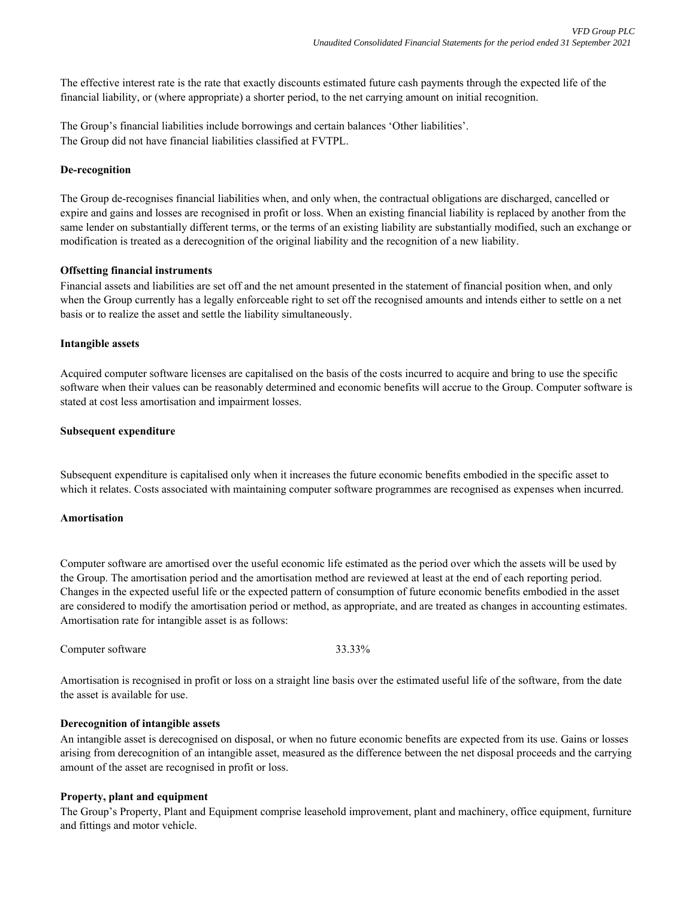The effective interest rate is the rate that exactly discounts estimated future cash payments through the expected life of the financial liability, or (where appropriate) a shorter period, to the net carrying amount on initial recognition.

The Group's financial liabilities include borrowings and certain balances 'Other liabilities'.
The Group did not have financial liabilities classified at FVTPL.

**De-recognition**

The Group de-recognises financial liabilities when, and only when, the contractual obligations are discharged, cancelled or expire and gains and losses are recognised in profit or loss. When an existing financial liability is replaced by another from the same lender on substantially different terms, or the terms of an existing liability are substantially modified, such an exchange or modification is treated as a derecognition of the original liability and the recognition of a new liability.

**Offsetting financial instruments**

Financial assets and liabilities are set off and the net amount presented in the statement of financial position when, and only when the Group currently has a legally enforceable right to set off the recognised amounts and intends either to settle on a net basis or to realize the asset and settle the liability simultaneously.

**Intangible assets**

Acquired computer software licenses are capitalised on the basis of the costs incurred to acquire and bring to use the specific software when their values can be reasonably determined and economic benefits will accrue to the Group. Computer software is stated at cost less amortisation and impairment losses.

**Subsequent expenditure**

Subsequent expenditure is capitalised only when it increases the future economic benefits embodied in the specific asset to which it relates. Costs associated with maintaining computer software programmes are recognised as expenses when incurred.

**Amortisation**

Computer software are amortised over the useful economic life estimated as the period over which the assets will be used by the Group. The amortisation period and the amortisation method are reviewed at least at the end of each reporting period. Changes in the expected useful life or the expected pattern of consumption of future economic benefits embodied in the asset are considered to modify the amortisation period or method, as appropriate, and are treated as changes in accounting estimates. Amortisation rate for intangible asset is as follows:

| Computer software | 33.33% |
|---|---|

Amortisation is recognised in profit or loss on a straight line basis over the estimated useful life of the software, from the date the asset is available for use.

**Derecognition of intangible assets**

An intangible asset is derecognised on disposal, or when no future economic benefits are expected from its use. Gains or losses arising from derecognition of an intangible asset, measured as the difference between the net disposal proceeds and the carrying amount of the asset are recognised in profit or loss.

**Property, plant and equipment**

The Group's Property, Plant and Equipment comprise leasehold improvement, plant and machinery, office equipment, furniture and fittings and motor vehicle.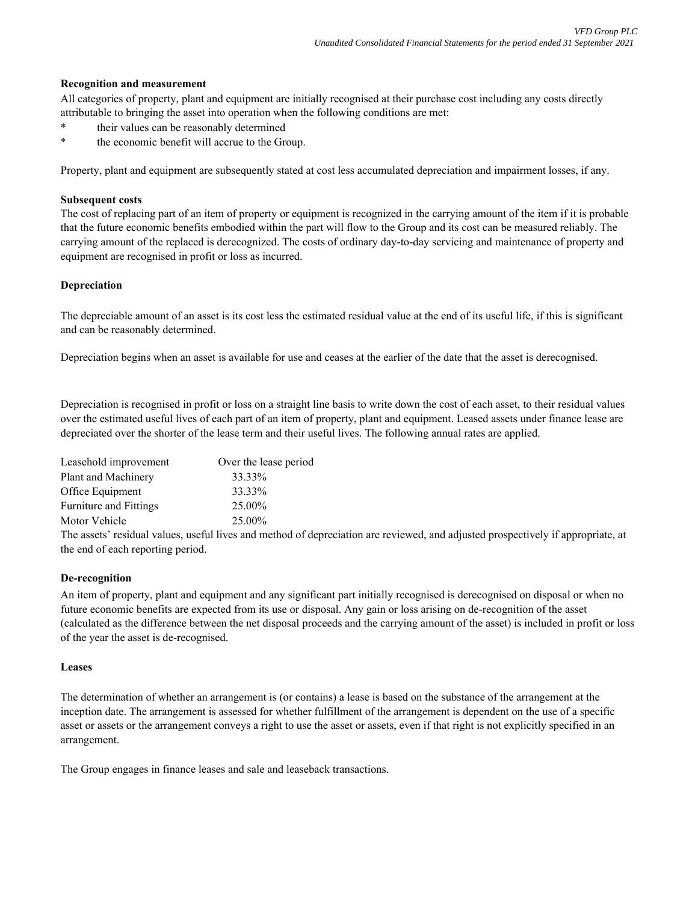**Recognition and measurement**

All categories of property, plant and equipment are initially recognised at their purchase cost including any costs directly attributable to bringing the asset into operation when the following conditions are met:

* their values can be reasonably determined
* the economic benefit will accrue to the Group.

Property, plant and equipment are subsequently stated at cost less accumulated depreciation and impairment losses, if any.

**Subsequent costs**

The cost of replacing part of an item of property or equipment is recognized in the carrying amount of the item if it is probable that the future economic benefits embodied within the part will flow to the Group and its cost can be measured reliably. The carrying amount of the replaced is derecognized. The costs of ordinary day-to-day servicing and maintenance of property and equipment are recognised in profit or loss as incurred.

**Depreciation**

The depreciable amount of an asset is its cost less the estimated residual value at the end of its useful life, if this is significant and can be reasonably determined.

Depreciation begins when an asset is available for use and ceases at the earlier of the date that the asset is derecognised.

Depreciation is recognised in profit or loss on a straight line basis to write down the cost of each asset, to their residual values over the estimated useful lives of each part of an item of property, plant and equipment. Leased assets under finance lease are depreciated over the shorter of the lease term and their useful lives. The following annual rates are applied.

| | |
|---|---|
| Leasehold improvement | Over the lease period |
| Plant and Machinery | 33.33% |
| Office Equipment | 33.33% |
| Furniture and Fittings | 25.00% |
| Motor Vehicle | 25.00% |

The assets' residual values, useful lives and method of depreciation are reviewed, and adjusted prospectively if appropriate, at the end of each reporting period.

**De-recognition**

An item of property, plant and equipment and any significant part initially recognised is derecognised on disposal or when no future economic benefits are expected from its use or disposal. Any gain or loss arising on de-recognition of the asset (calculated as the difference between the net disposal proceeds and the carrying amount of the asset) is included in profit or loss of the year the asset is de-recognised.

**Leases**

The determination of whether an arrangement is (or contains) a lease is based on the substance of the arrangement at the inception date. The arrangement is assessed for whether fulfillment of the arrangement is dependent on the use of a specific asset or assets or the arrangement conveys a right to use the asset or assets, even if that right is not explicitly specified in an arrangement.

The Group engages in finance leases and sale and leaseback transactions.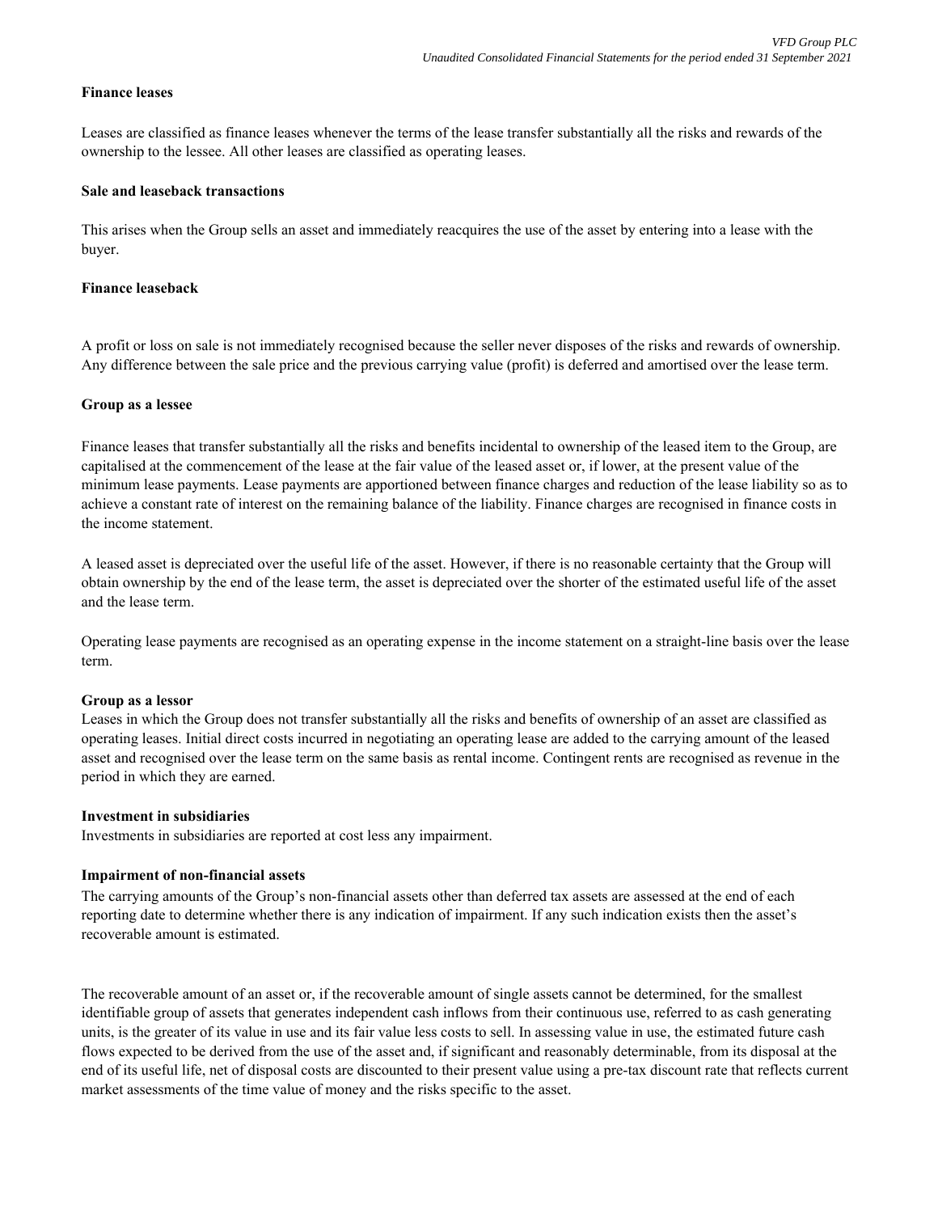**Finance leases**

Leases are classified as finance leases whenever the terms of the lease transfer substantially all the risks and rewards of the ownership to the lessee. All other leases are classified as operating leases.

**Sale and leaseback transactions**

This arises when the Group sells an asset and immediately reacquires the use of the asset by entering into a lease with the buyer.

**Finance leaseback**

A profit or loss on sale is not immediately recognised because the seller never disposes of the risks and rewards of ownership. Any difference between the sale price and the previous carrying value (profit) is deferred and amortised over the lease term.

**Group as a lessee**

Finance leases that transfer substantially all the risks and benefits incidental to ownership of the leased item to the Group, are capitalised at the commencement of the lease at the fair value of the leased asset or, if lower, at the present value of the minimum lease payments. Lease payments are apportioned between finance charges and reduction of the lease liability so as to achieve a constant rate of interest on the remaining balance of the liability. Finance charges are recognised in finance costs in the income statement.

A leased asset is depreciated over the useful life of the asset. However, if there is no reasonable certainty that the Group will obtain ownership by the end of the lease term, the asset is depreciated over the shorter of the estimated useful life of the asset and the lease term.

Operating lease payments are recognised as an operating expense in the income statement on a straight-line basis over the lease term.

**Group as a lessor**

Leases in which the Group does not transfer substantially all the risks and benefits of ownership of an asset are classified as operating leases. Initial direct costs incurred in negotiating an operating lease are added to the carrying amount of the leased asset and recognised over the lease term on the same basis as rental income. Contingent rents are recognised as revenue in the period in which they are earned.

**Investment in subsidiaries**

Investments in subsidiaries are reported at cost less any impairment.

**Impairment of non-financial assets**

The carrying amounts of the Group's non-financial assets other than deferred tax assets are assessed at the end of each reporting date to determine whether there is any indication of impairment. If any such indication exists then the asset's recoverable amount is estimated.

The recoverable amount of an asset or, if the recoverable amount of single assets cannot be determined, for the smallest identifiable group of assets that generates independent cash inflows from their continuous use, referred to as cash generating units, is the greater of its value in use and its fair value less costs to sell. In assessing value in use, the estimated future cash flows expected to be derived from the use of the asset and, if significant and reasonably determinable, from its disposal at the end of its useful life, net of disposal costs are discounted to their present value using a pre-tax discount rate that reflects current market assessments of the time value of money and the risks specific to the asset.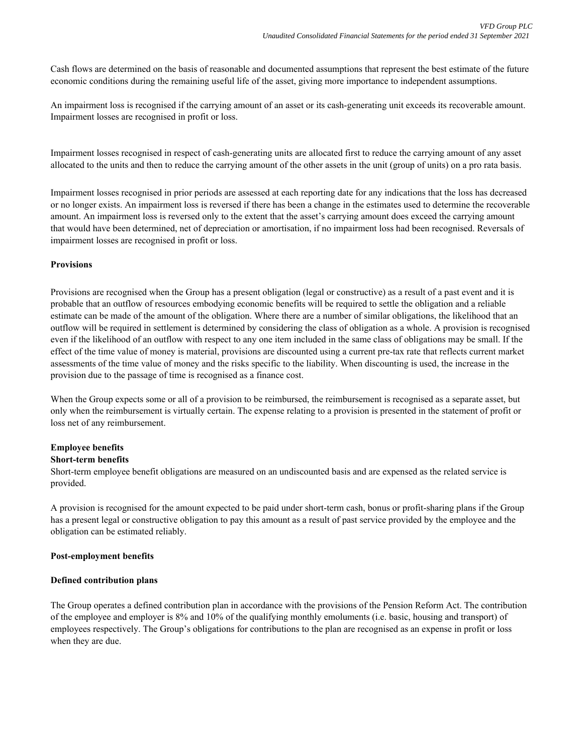Cash flows are determined on the basis of reasonable and documented assumptions that represent the best estimate of the future economic conditions during the remaining useful life of the asset, giving more importance to independent assumptions.

An impairment loss is recognised if the carrying amount of an asset or its cash-generating unit exceeds its recoverable amount. Impairment losses are recognised in profit or loss.

Impairment losses recognised in respect of cash-generating units are allocated first to reduce the carrying amount of any asset allocated to the units and then to reduce the carrying amount of the other assets in the unit (group of units) on a pro rata basis.

Impairment losses recognised in prior periods are assessed at each reporting date for any indications that the loss has decreased or no longer exists. An impairment loss is reversed if there has been a change in the estimates used to determine the recoverable amount. An impairment loss is reversed only to the extent that the asset's carrying amount does exceed the carrying amount that would have been determined, net of depreciation or amortisation, if no impairment loss had been recognised. Reversals of impairment losses are recognised in profit or loss.

**Provisions**

Provisions are recognised when the Group has a present obligation (legal or constructive) as a result of a past event and it is probable that an outflow of resources embodying economic benefits will be required to settle the obligation and a reliable estimate can be made of the amount of the obligation. Where there are a number of similar obligations, the likelihood that an outflow will be required in settlement is determined by considering the class of obligation as a whole. A provision is recognised even if the likelihood of an outflow with respect to any one item included in the same class of obligations may be small. If the effect of the time value of money is material, provisions are discounted using a current pre-tax rate that reflects current market assessments of the time value of money and the risks specific to the liability. When discounting is used, the increase in the provision due to the passage of time is recognised as a finance cost.

When the Group expects some or all of a provision to be reimbursed, the reimbursement is recognised as a separate asset, but only when the reimbursement is virtually certain. The expense relating to a provision is presented in the statement of profit or loss net of any reimbursement.

**Employee benefits**

**Short-term benefits**

Short-term employee benefit obligations are measured on an undiscounted basis and are expensed as the related service is provided.

A provision is recognised for the amount expected to be paid under short-term cash, bonus or profit-sharing plans if the Group has a present legal or constructive obligation to pay this amount as a result of past service provided by the employee and the obligation can be estimated reliably.

**Post-employment benefits**

**Defined contribution plans**

The Group operates a defined contribution plan in accordance with the provisions of the Pension Reform Act. The contribution of the employee and employer is 8% and 10% of the qualifying monthly emoluments (i.e. basic, housing and transport) of employees respectively. The Group's obligations for contributions to the plan are recognised as an expense in profit or loss when they are due.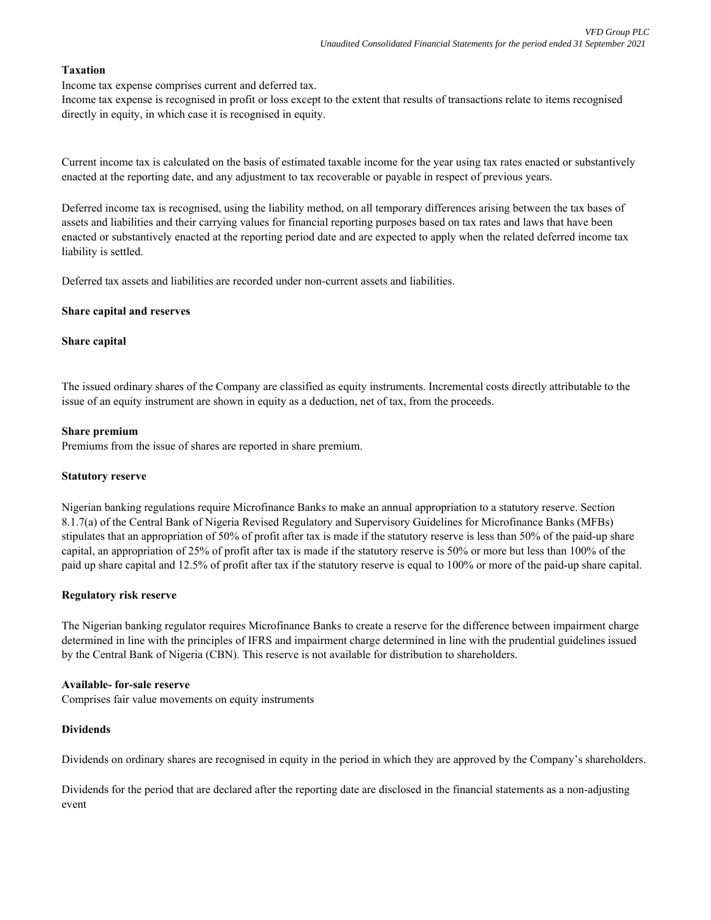**Taxation**

Income tax expense comprises current and deferred tax.
Income tax expense is recognised in profit or loss except to the extent that results of transactions relate to items recognised directly in equity, in which case it is recognised in equity.

Current income tax is calculated on the basis of estimated taxable income for the year using tax rates enacted or substantively enacted at the reporting date, and any adjustment to tax recoverable or payable in respect of previous years.

Deferred income tax is recognised, using the liability method, on all temporary differences arising between the tax bases of assets and liabilities and their carrying values for financial reporting purposes based on tax rates and laws that have been enacted or substantively enacted at the reporting period date and are expected to apply when the related deferred income tax liability is settled.

Deferred tax assets and liabilities are recorded under non-current assets and liabilities.

**Share capital and reserves**

**Share capital**

The issued ordinary shares of the Company are classified as equity instruments. Incremental costs directly attributable to the issue of an equity instrument are shown in equity as a deduction, net of tax, from the proceeds.

**Share premium**

Premiums from the issue of shares are reported in share premium.

**Statutory reserve**

Nigerian banking regulations require Microfinance Banks to make an annual appropriation to a statutory reserve. Section 8.1.7(a) of the Central Bank of Nigeria Revised Regulatory and Supervisory Guidelines for Microfinance Banks (MFBs) stipulates that an appropriation of 50% of profit after tax is made if the statutory reserve is less than 50% of the paid-up share capital, an appropriation of 25% of profit after tax is made if the statutory reserve is 50% or more but less than 100% of the paid up share capital and 12.5% of profit after tax if the statutory reserve is equal to 100% or more of the paid-up share capital.

**Regulatory risk reserve**

The Nigerian banking regulator requires Microfinance Banks to create a reserve for the difference between impairment charge determined in line with the principles of IFRS and impairment charge determined in line with the prudential guidelines issued by the Central Bank of Nigeria (CBN). This reserve is not available for distribution to shareholders.

**Available- for-sale reserve**

Comprises fair value movements on equity instruments

**Dividends**

Dividends on ordinary shares are recognised in equity in the period in which they are approved by the Company's shareholders.

Dividends for the period that are declared after the reporting date are disclosed in the financial statements as a non-adjusting event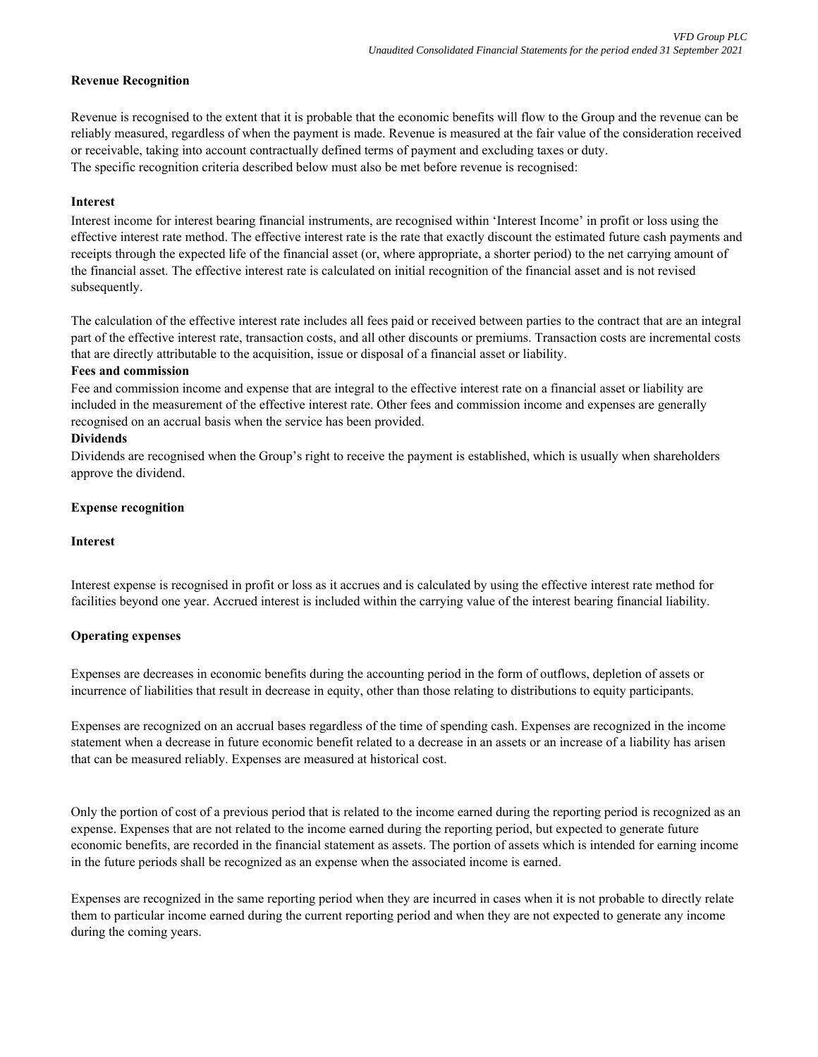**Revenue Recognition**

Revenue is recognised to the extent that it is probable that the economic benefits will flow to the Group and the revenue can be reliably measured, regardless of when the payment is made. Revenue is measured at the fair value of the consideration received or receivable, taking into account contractually defined terms of payment and excluding taxes or duty.
The specific recognition criteria described below must also be met before revenue is recognised:

**Interest**

Interest income for interest bearing financial instruments, are recognised within 'Interest Income' in profit or loss using the effective interest rate method. The effective interest rate is the rate that exactly discount the estimated future cash payments and receipts through the expected life of the financial asset (or, where appropriate, a shorter period) to the net carrying amount of the financial asset. The effective interest rate is calculated on initial recognition of the financial asset and is not revised subsequently.

The calculation of the effective interest rate includes all fees paid or received between parties to the contract that are an integral part of the effective interest rate, transaction costs, and all other discounts or premiums. Transaction costs are incremental costs that are directly attributable to the acquisition, issue or disposal of a financial asset or liability.

**Fees and commission**

Fee and commission income and expense that are integral to the effective interest rate on a financial asset or liability are included in the measurement of the effective interest rate. Other fees and commission income and expenses are generally recognised on an accrual basis when the service has been provided.

**Dividends**

Dividends are recognised when the Group's right to receive the payment is established, which is usually when shareholders approve the dividend.

**Expense recognition**

**Interest**

Interest expense is recognised in profit or loss as it accrues and is calculated by using the effective interest rate method for facilities beyond one year. Accrued interest is included within the carrying value of the interest bearing financial liability.

**Operating expenses**

Expenses are decreases in economic benefits during the accounting period in the form of outflows, depletion of assets or incurrence of liabilities that result in decrease in equity, other than those relating to distributions to equity participants.

Expenses are recognized on an accrual bases regardless of the time of spending cash. Expenses are recognized in the income statement when a decrease in future economic benefit related to a decrease in an assets or an increase of a liability has arisen that can be measured reliably. Expenses are measured at historical cost.

Only the portion of cost of a previous period that is related to the income earned during the reporting period is recognized as an expense. Expenses that are not related to the income earned during the reporting period, but expected to generate future economic benefits, are recorded in the financial statement as assets. The portion of assets which is intended for earning income in the future periods shall be recognized as an expense when the associated income is earned.

Expenses are recognized in the same reporting period when they are incurred in cases when it is not probable to directly relate them to particular income earned during the current reporting period and when they are not expected to generate any income during the coming years.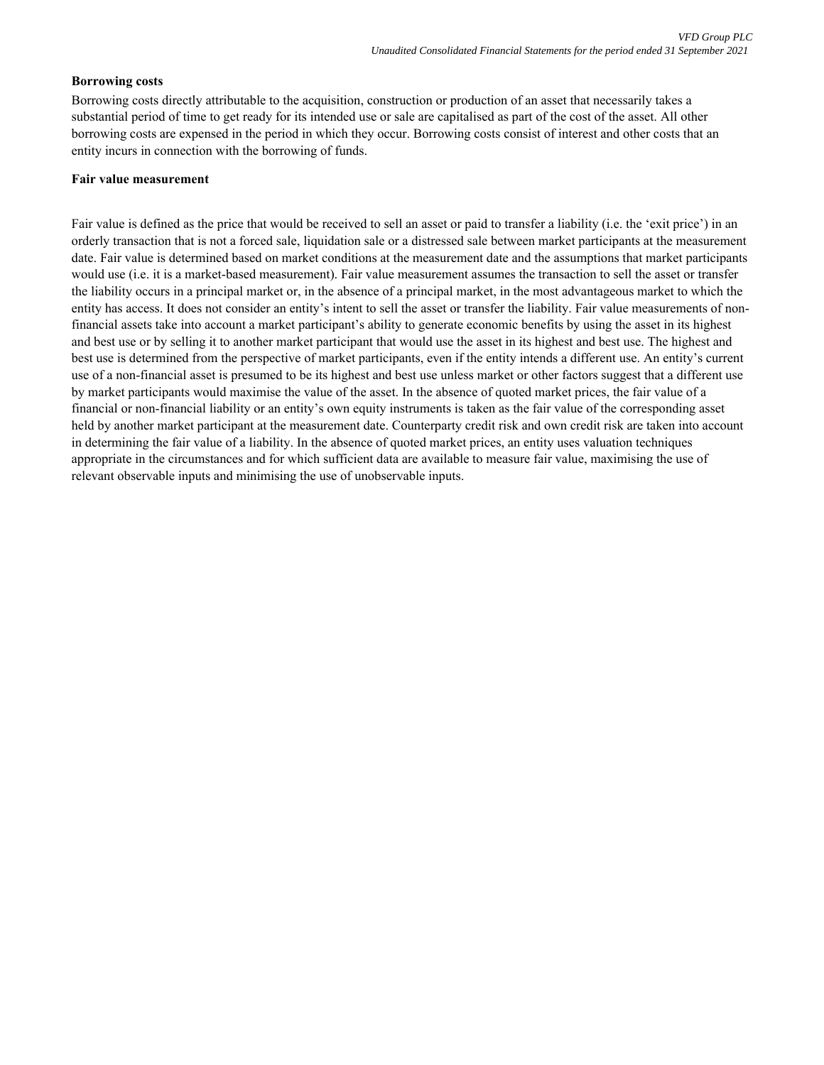**Borrowing costs**

Borrowing costs directly attributable to the acquisition, construction or production of an asset that necessarily takes a substantial period of time to get ready for its intended use or sale are capitalised as part of the cost of the asset. All other borrowing costs are expensed in the period in which they occur. Borrowing costs consist of interest and other costs that an entity incurs in connection with the borrowing of funds.

**Fair value measurement**

Fair value is defined as the price that would be received to sell an asset or paid to transfer a liability (i.e. the 'exit price') in an orderly transaction that is not a forced sale, liquidation sale or a distressed sale between market participants at the measurement date. Fair value is determined based on market conditions at the measurement date and the assumptions that market participants would use (i.e. it is a market-based measurement). Fair value measurement assumes the transaction to sell the asset or transfer the liability occurs in a principal market or, in the absence of a principal market, in the most advantageous market to which the entity has access. It does not consider an entity's intent to sell the asset or transfer the liability. Fair value measurements of non-financial assets take into account a market participant's ability to generate economic benefits by using the asset in its highest and best use or by selling it to another market participant that would use the asset in its highest and best use. The highest and best use is determined from the perspective of market participants, even if the entity intends a different use. An entity's current use of a non-financial asset is presumed to be its highest and best use unless market or other factors suggest that a different use by market participants would maximise the value of the asset. In the absence of quoted market prices, the fair value of a financial or non-financial liability or an entity's own equity instruments is taken as the fair value of the corresponding asset held by another market participant at the measurement date. Counterparty credit risk and own credit risk are taken into account in determining the fair value of a liability. In the absence of quoted market prices, an entity uses valuation techniques appropriate in the circumstances and for which sufficient data are available to measure fair value, maximising the use of relevant observable inputs and minimising the use of unobservable inputs.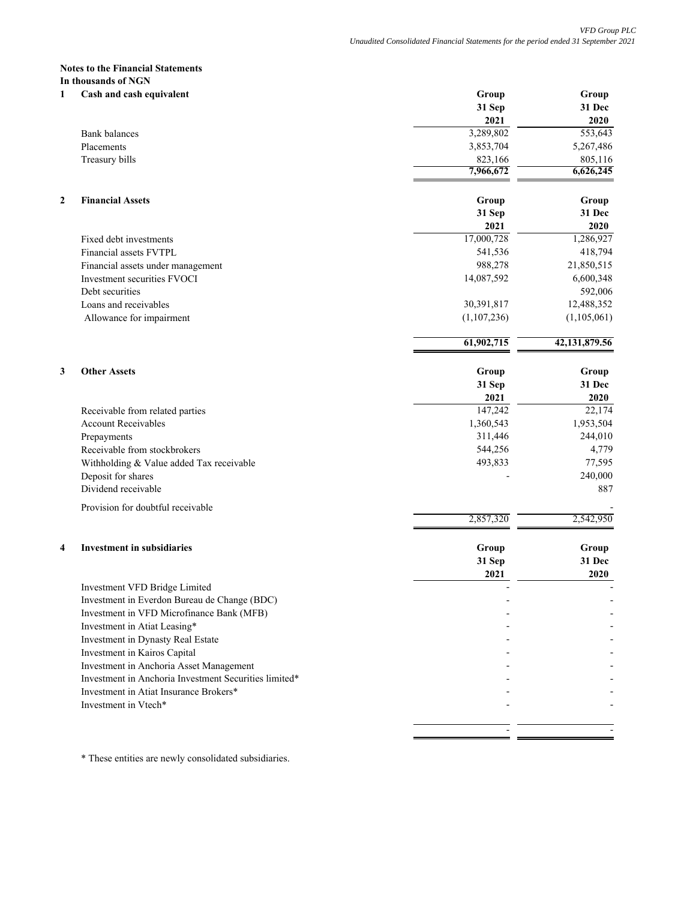**Notes to the Financial Statements**
**In thousands of NGN**

**1 Cash and cash equivalent**

| | Group 31 Sep 2021 | Group 31 Dec 2020 |
|---|---|---|
| Bank balances | 3,289,802 | 553,643 |
| Placements | 3,853,704 | 5,267,486 |
| Treasury bills | 823,166 | 805,116 |
| | **7,966,672** | **6,626,245** |

**2 Financial Assets**

| | Group 31 Sep 2021 | Group 31 Dec 2020 |
|---|---|---|
| Fixed debt investments | 17,000,728 | 1,286,927 |
| Financial assets FVTPL | 541,536 | 418,794 |
| Financial assets under management | 988,278 | 21,850,515 |
| Investment securities FVOCI | 14,087,592 | 6,600,348 |
| Debt securities | | 592,006 |
| Loans and receivables | 30,391,817 | 12,488,352 |
| Allowance for impairment | (1,107,236) | (1,105,061) |
| | **61,902,715** | **42,131,879.56** |

**3 Other Assets**

| | Group 31 Sep 2021 | Group 31 Dec 2020 |
|---|---|---|
| Receivable from related parties | 147,242 | 22,174 |
| Account Receivables | 1,360,543 | 1,953,504 |
| Prepayments | 311,446 | 244,010 |
| Receivable from stockbrokers | 544,256 | 4,779 |
| Withholding & Value added Tax receivable | 493,833 | 77,595 |
| Deposit for shares | - | 240,000 |
| Dividend receivable | | 887 |
| Provision for doubtful receivable | | - |
| | 2,857,320 | 2,542,950 |

**4 Investment in subsidiaries**

| | Group 31 Sep 2021 | Group 31 Dec 2020 |
|---|---|---|
| Investment VFD Bridge Limited | - | - |
| Investment in Everdon Bureau de Change (BDC) | - | - |
| Investment in VFD Microfinance Bank (MFB) | - | - |
| Investment in Atiat Leasing* | - | - |
| Investment in Dynasty Real Estate | - | - |
| Investment in Kairos Capital | - | - |
| Investment in Anchoria Asset Management | - | - |
| Investment in Anchoria Investment Securities limited* | - | - |
| Investment in Atiat Insurance Brokers* | - | - |
| Investment in Vtech* | - | - |
| | - | - |

* These entities are newly consolidated subsidiaries.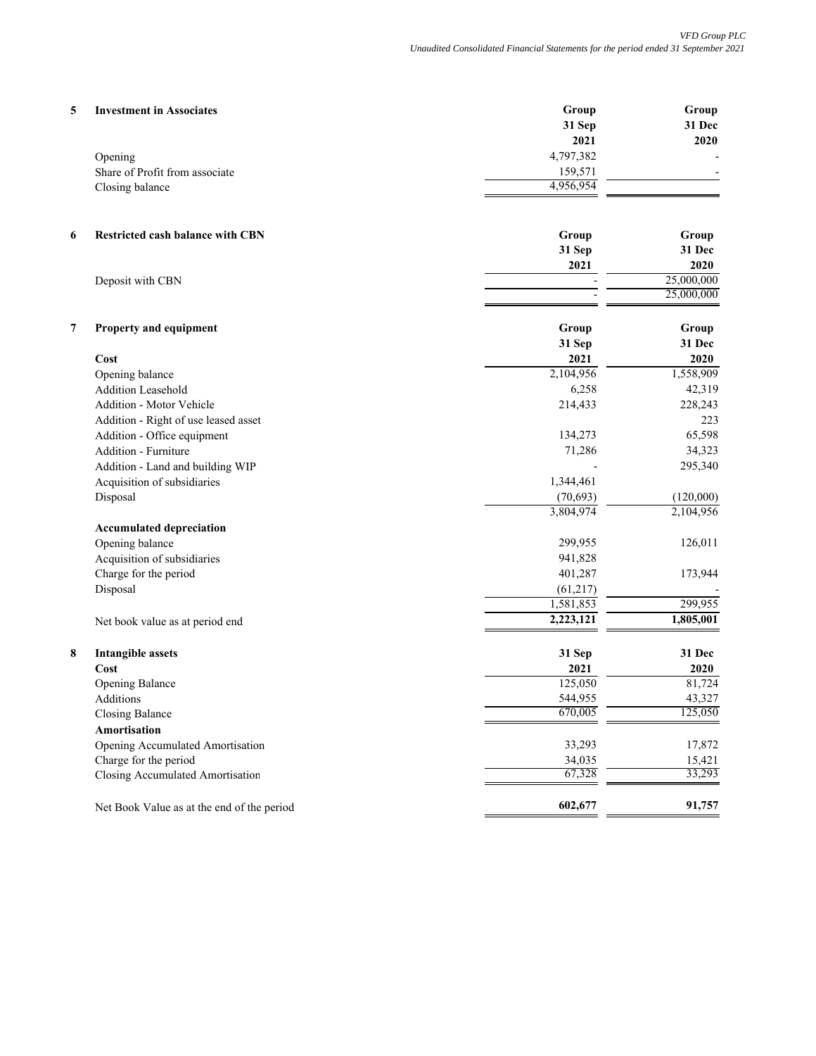### 5 Investment in Associates

| | Group 31 Sep 2021 | Group 31 Dec 2020 |
|---|---|---|
| Opening | 4,797,382 | - |
| Share of Profit from associate | 159,571 | - |
| Closing balance | 4,956,954 | |

### 6 Restricted cash balance with CBN

| | Group 31 Sep 2021 | Group 31 Dec 2020 |
|---|---|---|
| Deposit with CBN | - | 25,000,000 |
| | - | 25,000,000 |

### 7 Property and equipment

| | Group 31 Sep 2021 | Group 31 Dec 2020 |
|---|---|---|
| **Cost** | | |
| Opening balance | 2,104,956 | 1,558,909 |
| Addition Leasehold | 6,258 | 42,319 |
| Addition - Motor Vehicle | 214,433 | 228,243 |
| Addition - Right of use leased asset | | 223 |
| Addition - Office equipment | 134,273 | 65,598 |
| Addition - Furniture | 71,286 | 34,323 |
| Addition - Land and building WIP | - | 295,340 |
| Acquisition of subsidiaries | 1,344,461 | |
| Disposal | (70,693) | (120,000) |
| | 3,804,974 | 2,104,956 |
| **Accumulated depreciation** | | |
| Opening balance | 299,955 | 126,011 |
| Acquisition of subsidiaries | 941,828 | |
| Charge for the period | 401,287 | 173,944 |
| Disposal | (61,217) | - |
| | 1,581,853 | 299,955 |
| Net book value as at period end | **2,223,121** | **1,805,001** |

### 8 Intangible assets

| | 31 Sep 2021 | 31 Dec 2020 |
|---|---|---|
| **Cost** | | |
| Opening Balance | 125,050 | 81,724 |
| Additions | 544,955 | 43,327 |
| Closing Balance | 670,005 | 125,050 |
| **Amortisation** | | |
| Opening Accumulated Amortisation | 33,293 | 17,872 |
| Charge for the period | 34,035 | 15,421 |
| Closing Accumulated Amortisation | 67,328 | 33,293 |
| Net Book Value as at the end of the period | **602,677** | **91,757** |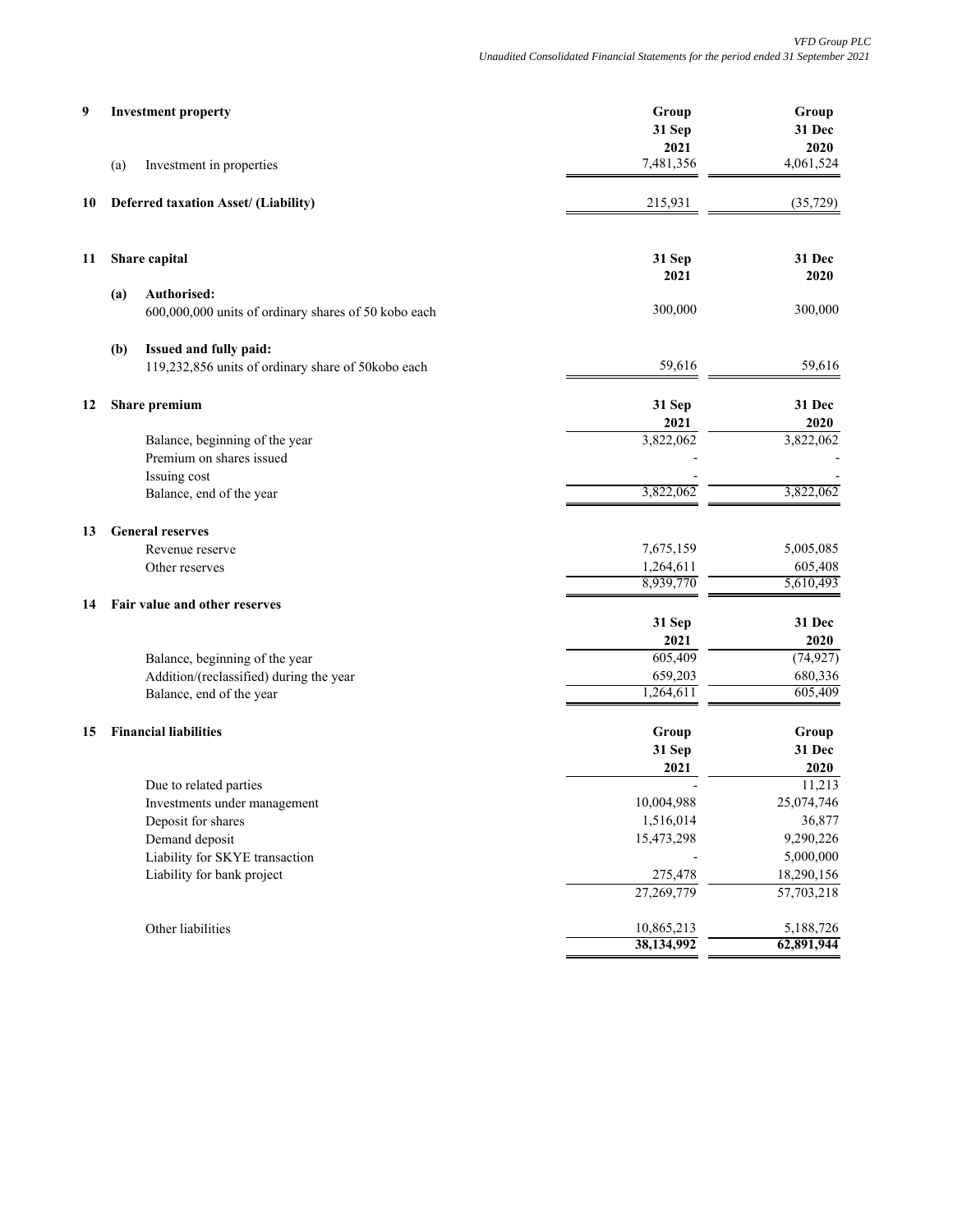| | | Group 31 Sep 2021 | Group 31 Dec 2020 |
|---|---|---|---|
| **9** | **Investment property** | | |
| (a) | Investment in properties | 7,481,356 | 4,061,524 |
| | | | |
| **10** | **Deferred taxation Asset/ (Liability)** | 215,931 | (35,729) |

| | | 31 Sep 2021 | 31 Dec 2020 |
|---|---|---|---|
| **11** | **Share capital** | | |
| **(a)** | **Authorised:** | | |
| | 600,000,000 units of ordinary shares of 50 kobo each | 300,000 | 300,000 |
| **(b)** | **Issued and fully paid:** | | |
| | 119,232,856 units of ordinary share of 50kobo each | 59,616 | 59,616 |

| | | 31 Sep 2021 | 31 Dec 2020 |
|---|---|---|---|
| **12** | **Share premium** | | |
| | Balance, beginning of the year | 3,822,062 | 3,822,062 |
| | Premium on shares issued | - | - |
| | Issuing cost | - | - |
| | Balance, end of the year | 3,822,062 | 3,822,062 |
| **13** | **General reserves** | | |
| | Revenue reserve | 7,675,159 | 5,005,085 |
| | Other reserves | 1,264,611 | 605,408 |
| | | 8,939,770 | 5,610,493 |

| | | 31 Sep 2021 | 31 Dec 2020 |
|---|---|---|---|
| **14** | **Fair value and other reserves** | | |
| | Balance, beginning of the year | 605,409 | (74,927) |
| | Addition/(reclassified) during the year | 659,203 | 680,336 |
| | Balance, end of the year | 1,264,611 | 605,409 |

| | | Group 31 Sep 2021 | Group 31 Dec 2020 |
|---|---|---|---|
| **15** | **Financial liabilities** | | |
| | Due to related parties | - | 11,213 |
| | Investments under management | 10,004,988 | 25,074,746 |
| | Deposit for shares | 1,516,014 | 36,877 |
| | Demand deposit | 15,473,298 | 9,290,226 |
| | Liability for SKYE transaction | - | 5,000,000 |
| | Liability for bank project | 275,478 | 18,290,156 |
| | | 27,269,779 | 57,703,218 |
| | | | |
| | Other liabilities | 10,865,213 | 5,188,726 |
| | | **38,134,992** | **62,891,944** |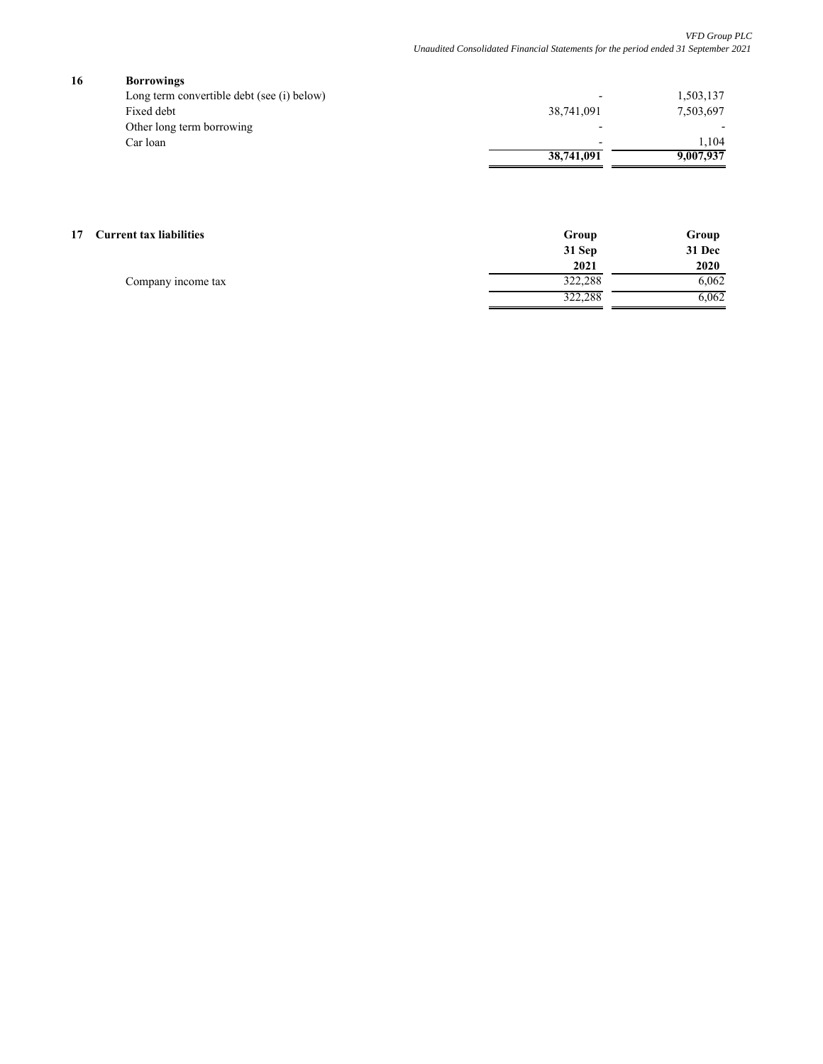## 16 Borrowings

| | | |
|---|---|---|
| Long term convertible debt (see (i) below) | - | 1,503,137 |
| Fixed debt | 38,741,091 | 7,503,697 |
| Other long term borrowing | - | - |
| Car loan | - | 1,104 |
| | **38,741,091** | **9,007,937** |

## 17 Current tax liabilities

| | **Group 31 Sep 2021** | **Group 31 Dec 2020** |
|---|---|---|
| Company income tax | 322,288 | 6,062 |
| | 322,288 | 6,062 |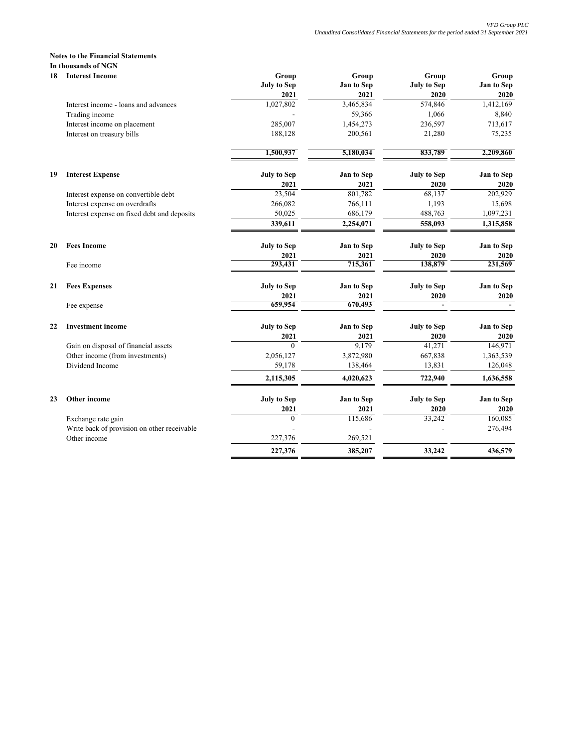**Notes to the Financial Statements**

**In thousands of NGN**

**18 Interest Income**

| | Group July to Sep 2021 | Group Jan to Sep 2021 | Group July to Sep 2020 | Group Jan to Sep 2020 |
|---|---|---|---|---|
| Interest income - loans and advances | 1,027,802 | 3,465,834 | 574,846 | 1,412,169 |
| Trading income | - | 59,366 | 1,066 | 8,840 |
| Interest income on placement | 285,007 | 1,454,273 | 236,597 | 713,617 |
| Interest on treasury bills | 188,128 | 200,561 | 21,280 | 75,235 |
| | **1,500,937** | **5,180,034** | **833,789** | **2,209,860** |

**19 Interest Expense**

| | July to Sep 2021 | Jan to Sep 2021 | July to Sep 2020 | Jan to Sep 2020 |
|---|---|---|---|---|
| Interest expense on convertible debt | 23,504 | 801,782 | 68,137 | 202,929 |
| Interest expense on overdrafts | 266,082 | 766,111 | 1,193 | 15,698 |
| Interest expense on fixed debt and deposits | 50,025 | 686,179 | 488,763 | 1,097,231 |
| | **339,611** | **2,254,071** | **558,093** | **1,315,858** |

**20 Fees Income**

| | July to Sep 2021 | Jan to Sep 2021 | July to Sep 2020 | Jan to Sep 2020 |
|---|---|---|---|---|
| Fee income | **293,431** | **715,361** | **138,879** | **231,569** |

**21 Fees Expenses**

| | July to Sep 2021 | Jan to Sep 2021 | July to Sep 2020 | Jan to Sep 2020 |
|---|---|---|---|---|
| Fee expense | **659,954** | **670,493** | **-** | **-** |

**22 Investment income**

| | July to Sep 2021 | Jan to Sep 2021 | July to Sep 2020 | Jan to Sep 2020 |
|---|---|---|---|---|
| Gain on disposal of financial assets | 0 | 9,179 | 41,271 | 146,971 |
| Other income (from investments) | 2,056,127 | 3,872,980 | 667,838 | 1,363,539 |
| Dividend Income | 59,178 | 138,464 | 13,831 | 126,048 |
| | **2,115,305** | **4,020,623** | **722,940** | **1,636,558** |

**23 Other income**

| | July to Sep 2021 | Jan to Sep 2021 | July to Sep 2020 | Jan to Sep 2020 |
|---|---|---|---|---|
| Exchange rate gain | 0 | 115,686 | 33,242 | 160,085 |
| Write back of provision on other receivable | - | - | - | 276,494 |
| Other income | 227,376 | 269,521 | | |
| | **227,376** | **385,207** | **33,242** | **436,579** |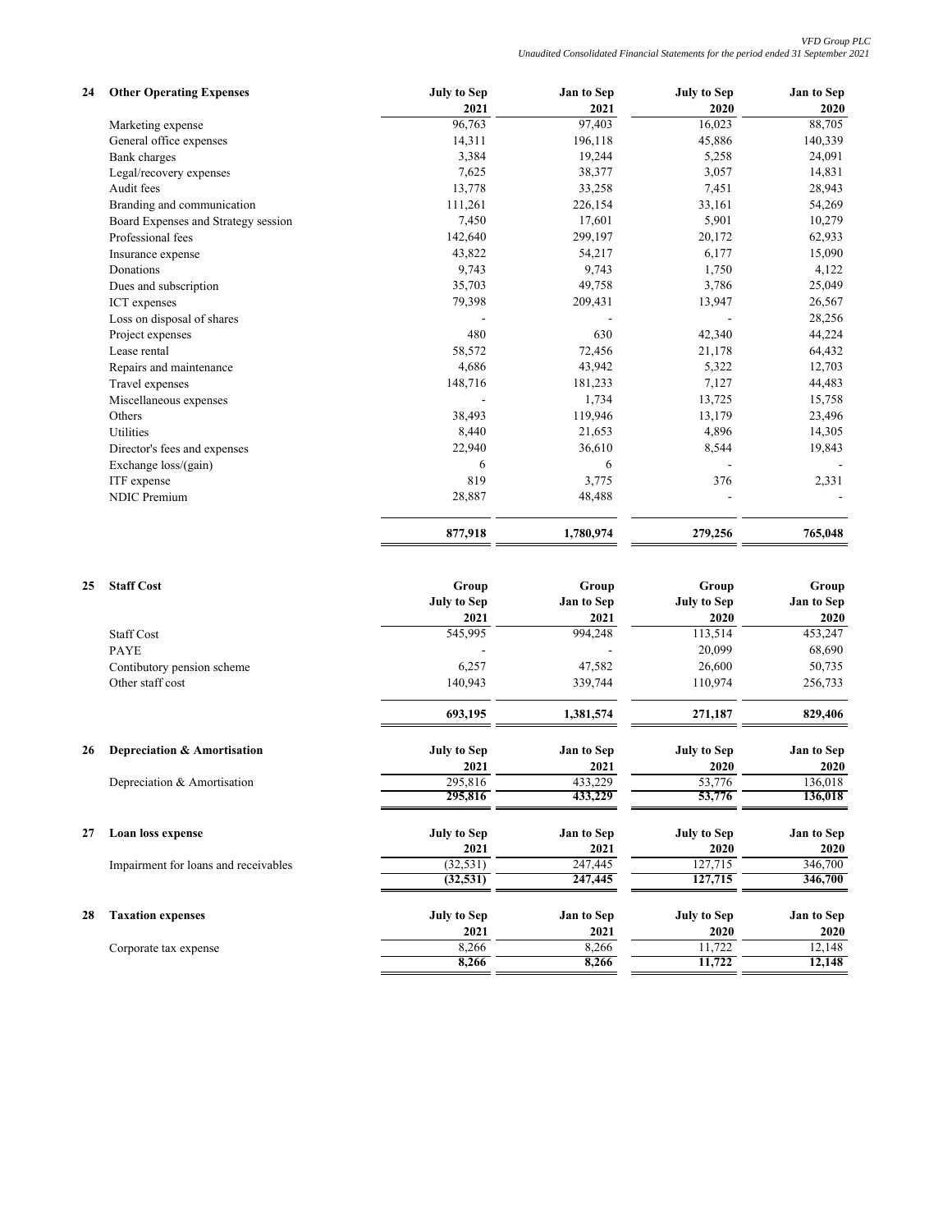## 24 Other Operating Expenses

| | July to Sep 2021 | Jan to Sep 2021 | July to Sep 2020 | Jan to Sep 2020 |
|---|---|---|---|---|
| Marketing expense | 96,763 | 97,403 | 16,023 | 88,705 |
| General office expenses | 14,311 | 196,118 | 45,886 | 140,339 |
| Bank charges | 3,384 | 19,244 | 5,258 | 24,091 |
| Legal/recovery expenses | 7,625 | 38,377 | 3,057 | 14,831 |
| Audit fees | 13,778 | 33,258 | 7,451 | 28,943 |
| Branding and communication | 111,261 | 226,154 | 33,161 | 54,269 |
| Board Expenses and Strategy session | 7,450 | 17,601 | 5,901 | 10,279 |
| Professional fees | 142,640 | 299,197 | 20,172 | 62,933 |
| Insurance expense | 43,822 | 54,217 | 6,177 | 15,090 |
| Donations | 9,743 | 9,743 | 1,750 | 4,122 |
| Dues and subscription | 35,703 | 49,758 | 3,786 | 25,049 |
| ICT expenses | 79,398 | 209,431 | 13,947 | 26,567 |
| Loss on disposal of shares | - | - | - | 28,256 |
| Project expenses | 480 | 630 | 42,340 | 44,224 |
| Lease rental | 58,572 | 72,456 | 21,178 | 64,432 |
| Repairs and maintenance | 4,686 | 43,942 | 5,322 | 12,703 |
| Travel expenses | 148,716 | 181,233 | 7,127 | 44,483 |
| Miscellaneous expenses | - | 1,734 | 13,725 | 15,758 |
| Others | 38,493 | 119,946 | 13,179 | 23,496 |
| Utilities | 8,440 | 21,653 | 4,896 | 14,305 |
| Director's fees and expenses | 22,940 | 36,610 | 8,544 | 19,843 |
| Exchange loss/(gain) | 6 | 6 | - | - |
| ITF expense | 819 | 3,775 | 376 | 2,331 |
| NDIC Premium | 28,887 | 48,488 | - | - |
| | **877,918** | **1,780,974** | **279,256** | **765,048** |

## 25 Staff Cost

| | Group July to Sep 2021 | Group Jan to Sep 2021 | Group July to Sep 2020 | Group Jan to Sep 2020 |
|---|---|---|---|---|
| Staff Cost | 545,995 | 994,248 | 113,514 | 453,247 |
| PAYE | - | - | 20,099 | 68,690 |
| Contibutory pension scheme | 6,257 | 47,582 | 26,600 | 50,735 |
| Other staff cost | 140,943 | 339,744 | 110,974 | 256,733 |
| | **693,195** | **1,381,574** | **271,187** | **829,406** |

## 26 Depreciation & Amortisation

| | July to Sep 2021 | Jan to Sep 2021 | July to Sep 2020 | Jan to Sep 2020 |
|---|---|---|---|---|
| Depreciation & Amortisation | 295,816 | 433,229 | 53,776 | 136,018 |
| | **295,816** | **433,229** | **53,776** | **136,018** |

## 27 Loan loss expense

| | July to Sep 2021 | Jan to Sep 2021 | July to Sep 2020 | Jan to Sep 2020 |
|---|---|---|---|---|
| Impairment for loans and receivables | (32,531) | 247,445 | 127,715 | 346,700 |
| | **(32,531)** | **247,445** | **127,715** | **346,700** |

## 28 Taxation expenses

| | July to Sep 2021 | Jan to Sep 2021 | July to Sep 2020 | Jan to Sep 2020 |
|---|---|---|---|---|
| Corporate tax expense | 8,266 | 8,266 | 11,722 | 12,148 |
| | **8,266** | **8,266** | **11,722** | **12,148** |